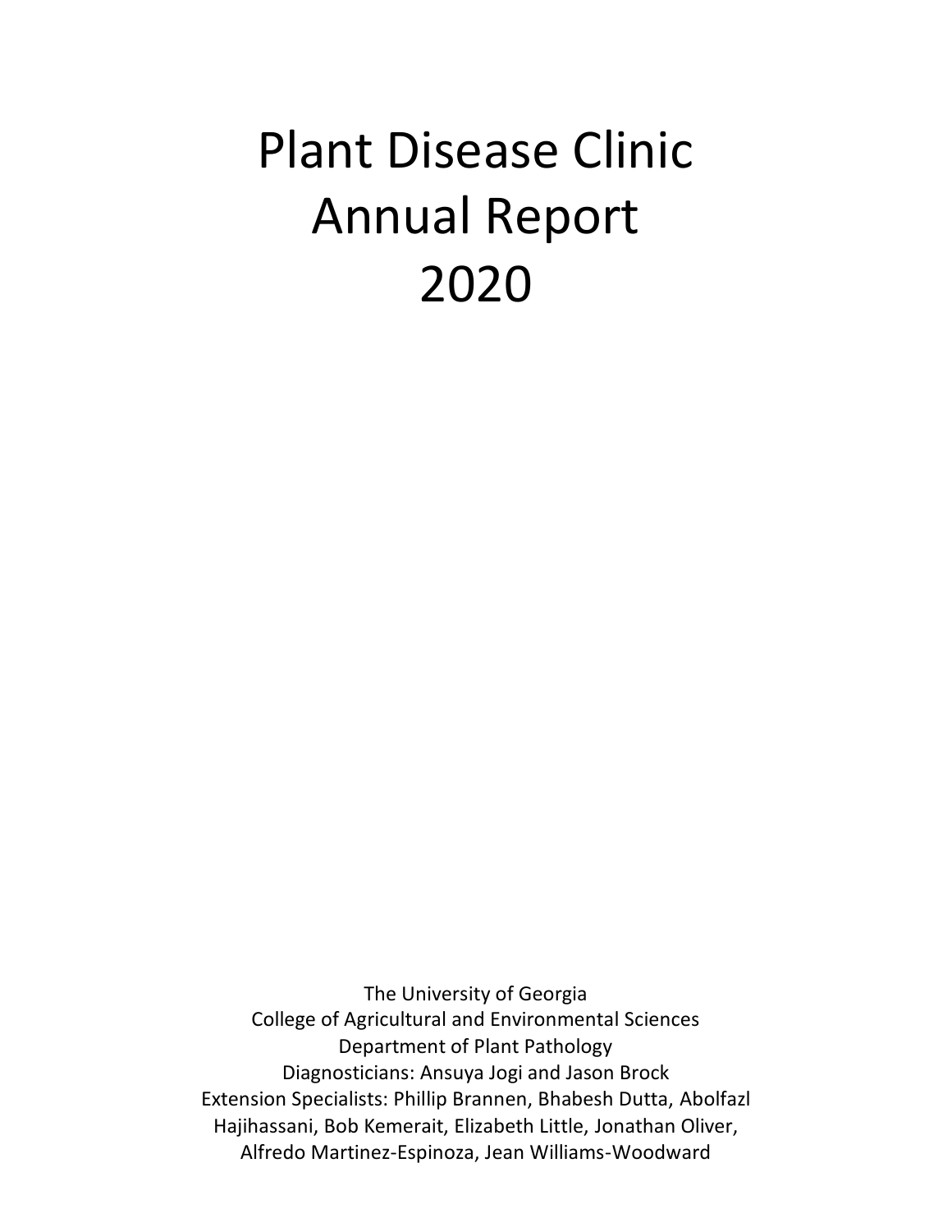# Plant Disease Clinic Annual Report 2020

The University of Georgia
College of Agricultural and Environmental Sciences
Department of Plant Pathology
Diagnosticians: Ansuya Jogi and Jason Brock
Extension Specialists: Phillip Brannen, Bhabesh Dutta, Abolfazl Hajihassani, Bob Kemerait, Elizabeth Little, Jonathan Oliver, Alfredo Martinez-Espinoza, Jean Williams-Woodward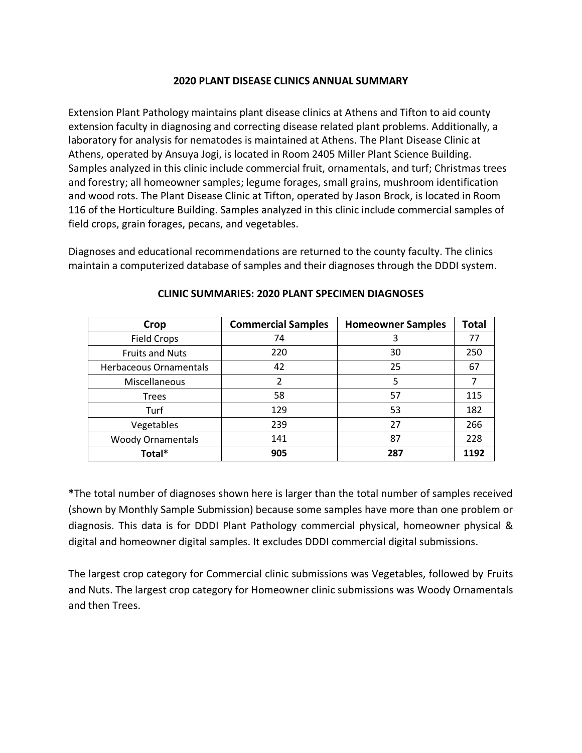## 2020 PLANT DISEASE CLINICS ANNUAL SUMMARY

Extension Plant Pathology maintains plant disease clinics at Athens and Tifton to aid county extension faculty in diagnosing and correcting disease related plant problems. Additionally, a laboratory for analysis for nematodes is maintained at Athens. The Plant Disease Clinic at Athens, operated by Ansuya Jogi, is located in Room 2405 Miller Plant Science Building. Samples analyzed in this clinic include commercial fruit, ornamentals, and turf; Christmas trees and forestry; all homeowner samples; legume forages, small grains, mushroom identification and wood rots. The Plant Disease Clinic at Tifton, operated by Jason Brock, is located in Room 116 of the Horticulture Building. Samples analyzed in this clinic include commercial samples of field crops, grain forages, pecans, and vegetables.

Diagnoses and educational recommendations are returned to the county faculty. The clinics maintain a computerized database of samples and their diagnoses through the DDDI system.

### CLINIC SUMMARIES: 2020 PLANT SPECIMEN DIAGNOSES

| Crop | Commercial Samples | Homeowner Samples | Total |
|---|---|---|---|
| Field Crops | 74 | 3 | 77 |
| Fruits and Nuts | 220 | 30 | 250 |
| Herbaceous Ornamentals | 42 | 25 | 67 |
| Miscellaneous | 2 | 5 | 7 |
| Trees | 58 | 57 | 115 |
| Turf | 129 | 53 | 182 |
| Vegetables | 239 | 27 | 266 |
| Woody Ornamentals | 141 | 87 | 228 |
| **Total*** | **905** | **287** | **1192** |

**\***The total number of diagnoses shown here is larger than the total number of samples received (shown by Monthly Sample Submission) because some samples have more than one problem or diagnosis. This data is for DDDI Plant Pathology commercial physical, homeowner physical & digital and homeowner digital samples. It excludes DDDI commercial digital submissions.

The largest crop category for Commercial clinic submissions was Vegetables, followed by Fruits and Nuts. The largest crop category for Homeowner clinic submissions was Woody Ornamentals and then Trees.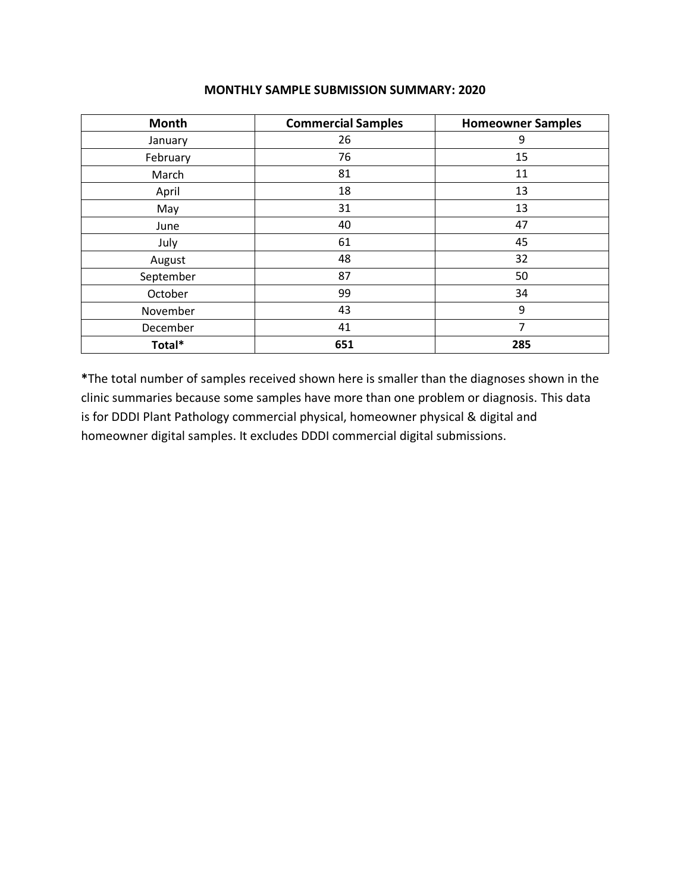# MONTHLY SAMPLE SUBMISSION SUMMARY: 2020

| Month | Commercial Samples | Homeowner Samples |
|---|---|---|
| January | 26 | 9 |
| February | 76 | 15 |
| March | 81 | 11 |
| April | 18 | 13 |
| May | 31 | 13 |
| June | 40 | 47 |
| July | 61 | 45 |
| August | 48 | 32 |
| September | 87 | 50 |
| October | 99 | 34 |
| November | 43 | 9 |
| December | 41 | 7 |
| **Total*** | **651** | **285** |

**\***The total number of samples received shown here is smaller than the diagnoses shown in the clinic summaries because some samples have more than one problem or diagnosis. This data is for DDDI Plant Pathology commercial physical, homeowner physical & digital and homeowner digital samples. It excludes DDDI commercial digital submissions.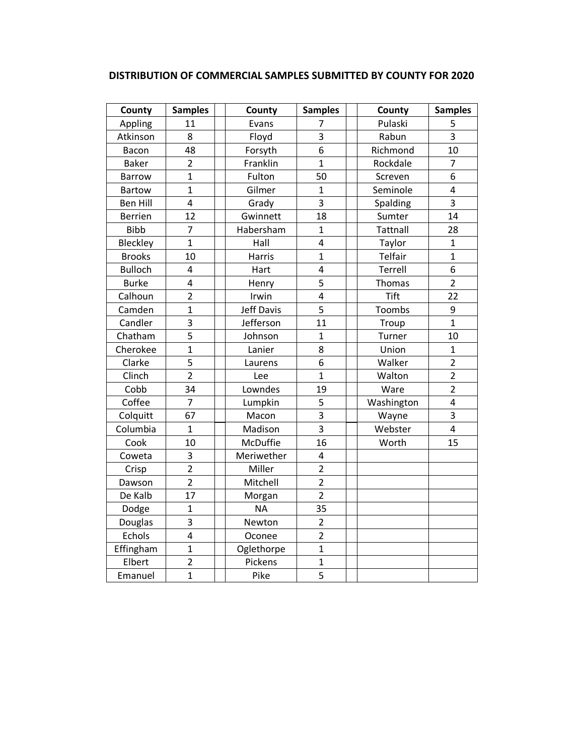# DISTRIBUTION OF COMMERCIAL SAMPLES SUBMITTED BY COUNTY FOR 2020

| County | Samples | | County | Samples | | County | Samples |
|---|---|---|---|---|---|---|---|
| Appling | 11 | | Evans | 7 | | Pulaski | 5 |
| Atkinson | 8 | | Floyd | 3 | | Rabun | 3 |
| Bacon | 48 | | Forsyth | 6 | | Richmond | 10 |
| Baker | 2 | | Franklin | 1 | | Rockdale | 7 |
| Barrow | 1 | | Fulton | 50 | | Screven | 6 |
| Bartow | 1 | | Gilmer | 1 | | Seminole | 4 |
| Ben Hill | 4 | | Grady | 3 | | Spalding | 3 |
| Berrien | 12 | | Gwinnett | 18 | | Sumter | 14 |
| Bibb | 7 | | Habersham | 1 | | Tattnall | 28 |
| Bleckley | 1 | | Hall | 4 | | Taylor | 1 |
| Brooks | 10 | | Harris | 1 | | Telfair | 1 |
| Bulloch | 4 | | Hart | 4 | | Terrell | 6 |
| Burke | 4 | | Henry | 5 | | Thomas | 2 |
| Calhoun | 2 | | Irwin | 4 | | Tift | 22 |
| Camden | 1 | | Jeff Davis | 5 | | Toombs | 9 |
| Candler | 3 | | Jefferson | 11 | | Troup | 1 |
| Chatham | 5 | | Johnson | 1 | | Turner | 10 |
| Cherokee | 1 | | Lanier | 8 | | Union | 1 |
| Clarke | 5 | | Laurens | 6 | | Walker | 2 |
| Clinch | 2 | | Lee | 1 | | Walton | 2 |
| Cobb | 34 | | Lowndes | 19 | | Ware | 2 |
| Coffee | 7 | | Lumpkin | 5 | | Washington | 4 |
| Colquitt | 67 | | Macon | 3 | | Wayne | 3 |
| Columbia | 1 | | Madison | 3 | | Webster | 4 |
| Cook | 10 | | McDuffie | 16 | | Worth | 15 |
| Coweta | 3 | | Meriwether | 4 | | | |
| Crisp | 2 | | Miller | 2 | | | |
| Dawson | 2 | | Mitchell | 2 | | | |
| De Kalb | 17 | | Morgan | 2 | | | |
| Dodge | 1 | | NA | 35 | | | |
| Douglas | 3 | | Newton | 2 | | | |
| Echols | 4 | | Oconee | 2 | | | |
| Effingham | 1 | | Oglethorpe | 1 | | | |
| Elbert | 2 | | Pickens | 1 | | | |
| Emanuel | 1 | | Pike | 5 | | | |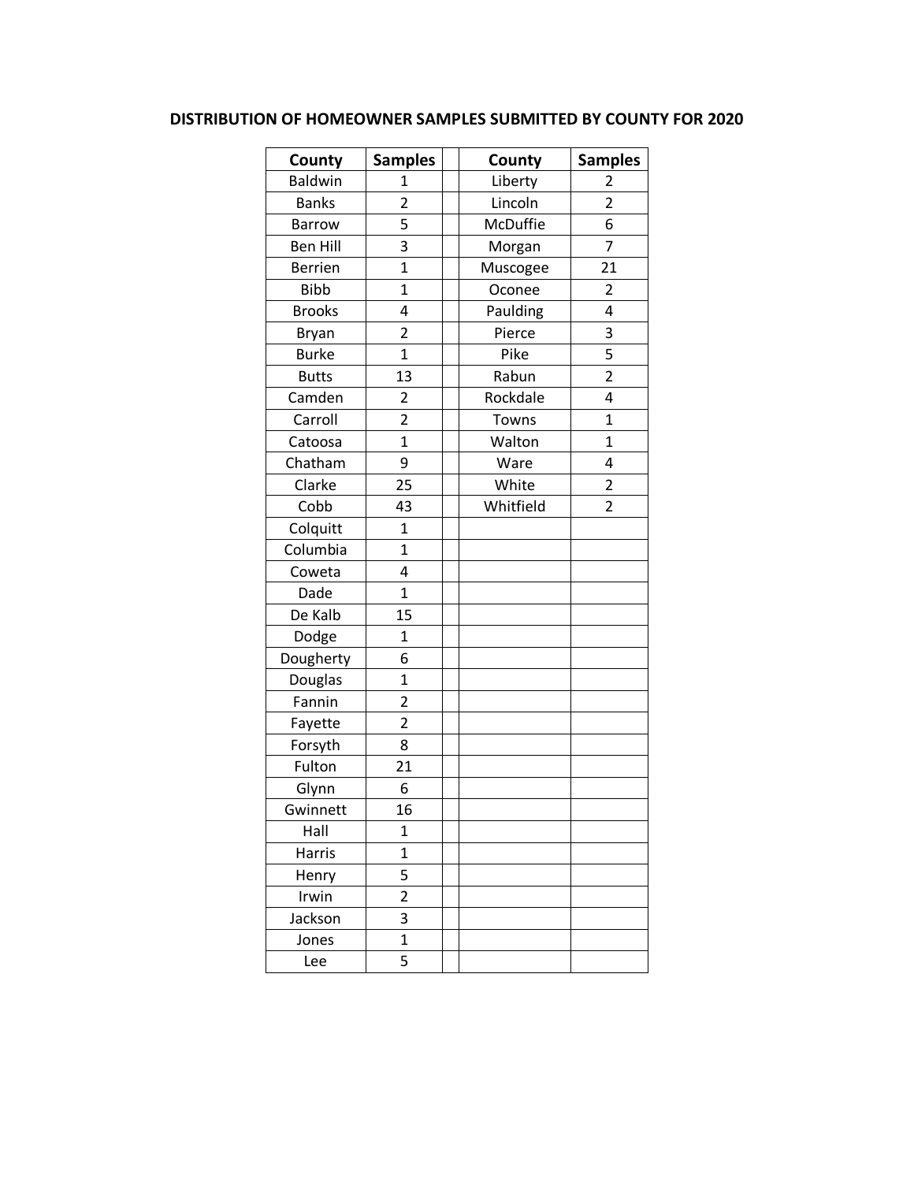**DISTRIBUTION OF HOMEOWNER SAMPLES SUBMITTED BY COUNTY FOR 2020**

| County | Samples | | County | Samples |
|---|---|---|---|---|
| Baldwin | 1 | | Liberty | 2 |
| Banks | 2 | | Lincoln | 2 |
| Barrow | 5 | | McDuffie | 6 |
| Ben Hill | 3 | | Morgan | 7 |
| Berrien | 1 | | Muscogee | 21 |
| Bibb | 1 | | Oconee | 2 |
| Brooks | 4 | | Paulding | 4 |
| Bryan | 2 | | Pierce | 3 |
| Burke | 1 | | Pike | 5 |
| Butts | 13 | | Rabun | 2 |
| Camden | 2 | | Rockdale | 4 |
| Carroll | 2 | | Towns | 1 |
| Catoosa | 1 | | Walton | 1 |
| Chatham | 9 | | Ware | 4 |
| Clarke | 25 | | White | 2 |
| Cobb | 43 | | Whitfield | 2 |
| Colquitt | 1 | | | |
| Columbia | 1 | | | |
| Coweta | 4 | | | |
| Dade | 1 | | | |
| De Kalb | 15 | | | |
| Dodge | 1 | | | |
| Dougherty | 6 | | | |
| Douglas | 1 | | | |
| Fannin | 2 | | | |
| Fayette | 2 | | | |
| Forsyth | 8 | | | |
| Fulton | 21 | | | |
| Glynn | 6 | | | |
| Gwinnett | 16 | | | |
| Hall | 1 | | | |
| Harris | 1 | | | |
| Henry | 5 | | | |
| Irwin | 2 | | | |
| Jackson | 3 | | | |
| Jones | 1 | | | |
| Lee | 5 | | | |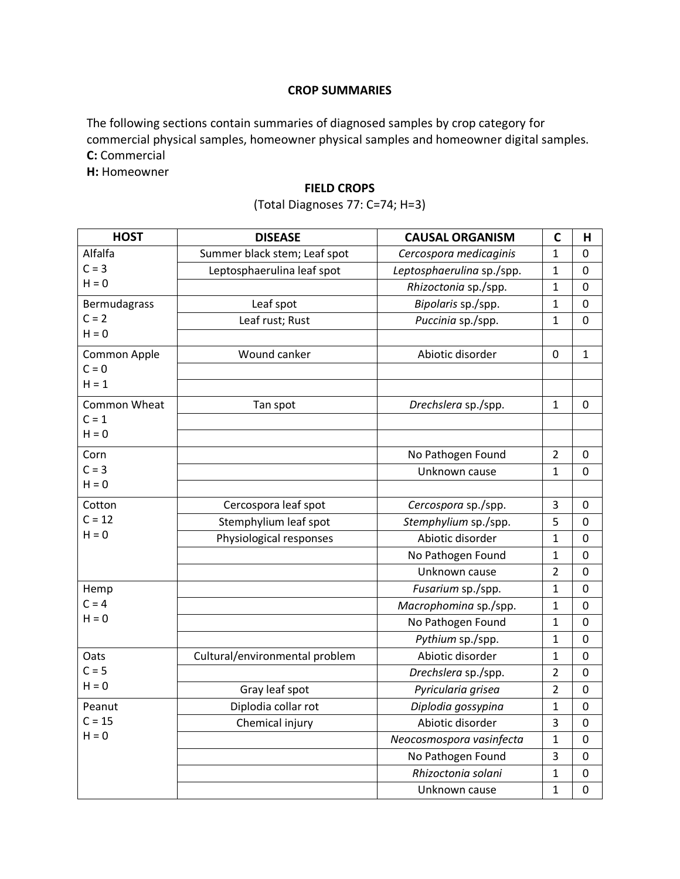# CROP SUMMARIES

The following sections contain summaries of diagnosed samples by crop category for commercial physical samples, homeowner physical samples and homeowner digital samples.
**C:** Commercial
**H:** Homeowner

## FIELD CROPS

(Total Diagnoses 77: C=74; H=3)

| HOST | DISEASE | CAUSAL ORGANISM | C | H |
|---|---|---|---|---|
| Alfalfa<br>C = 3<br>H = 0 | Summer black stem; Leaf spot | *Cercospora medicaginis* | 1 | 0 |
| | Leptosphaerulina leaf spot | *Leptosphaerulina* sp./spp. | 1 | 0 |
| | | *Rhizoctonia* sp./spp. | 1 | 0 |
| Bermudagrass<br>C = 2<br>H = 0 | Leaf spot | *Bipolaris* sp./spp. | 1 | 0 |
| | Leaf rust; Rust | *Puccinia* sp./spp. | 1 | 0 |
| Common Apple<br>C = 0<br>H = 1 | Wound canker | Abiotic disorder | 0 | 1 |
| Common Wheat<br>C = 1<br>H = 0 | Tan spot | *Drechslera* sp./spp. | 1 | 0 |
| Corn<br>C = 3<br>H = 0 | | No Pathogen Found | 2 | 0 |
| | | Unknown cause | 1 | 0 |
| Cotton<br>C = 12<br>H = 0 | Cercospora leaf spot | *Cercospora* sp./spp. | 3 | 0 |
| | Stemphylium leaf spot | *Stemphylium* sp./spp. | 5 | 0 |
| | Physiological responses | Abiotic disorder | 1 | 0 |
| | | No Pathogen Found | 1 | 0 |
| | | Unknown cause | 2 | 0 |
| Hemp<br>C = 4<br>H = 0 | | *Fusarium* sp./spp. | 1 | 0 |
| | | *Macrophomina* sp./spp. | 1 | 0 |
| | | No Pathogen Found | 1 | 0 |
| | | *Pythium* sp./spp. | 1 | 0 |
| Oats<br>C = 5<br>H = 0 | Cultural/environmental problem | Abiotic disorder | 1 | 0 |
| | | *Drechslera* sp./spp. | 2 | 0 |
| | Gray leaf spot | *Pyricularia grisea* | 2 | 0 |
| Peanut<br>C = 15<br>H = 0 | Diplodia collar rot | *Diplodia gossypina* | 1 | 0 |
| | Chemical injury | Abiotic disorder | 3 | 0 |
| | | *Neocosmospora vasinfecta* | 1 | 0 |
| | | No Pathogen Found | 3 | 0 |
| | | *Rhizoctonia solani* | 1 | 0 |
| | | Unknown cause | 1 | 0 |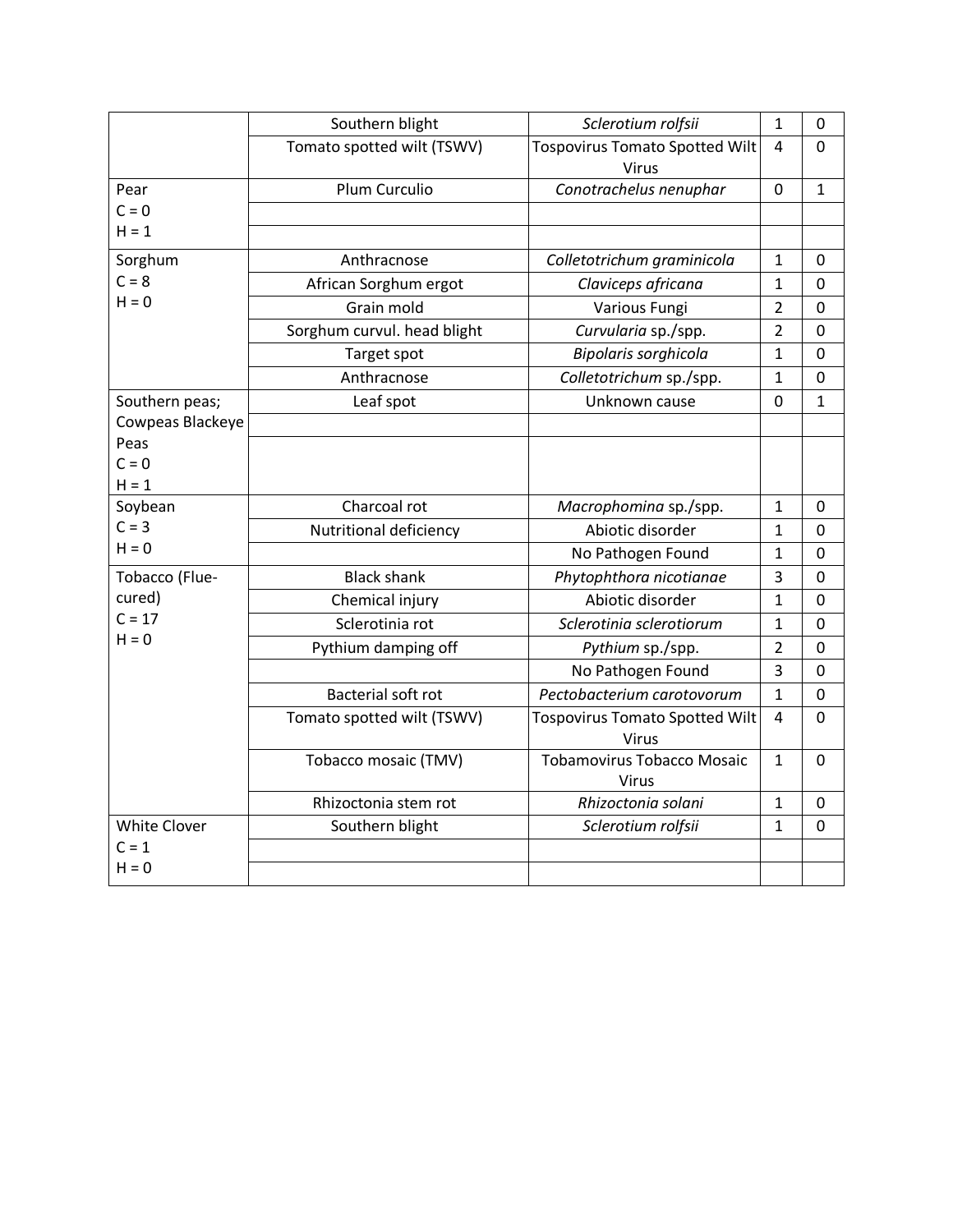| | | | | |
|---|---|---|---|---|
| | Southern blight | *Sclerotium rolfsii* | 1 | 0 |
| | Tomato spotted wilt (TSWV) | Tospovirus Tomato Spotted Wilt Virus | 4 | 0 |
| Pear<br>C = 0<br>H = 1 | Plum Curculio | *Conotrachelus nenuphar* | 0 | 1 |
| | | | | |
| | | | | |
| Sorghum<br>C = 8<br>H = 0 | Anthracnose | *Colletotrichum graminicola* | 1 | 0 |
| | African Sorghum ergot | *Claviceps africana* | 1 | 0 |
| | Grain mold | Various Fungi | 2 | 0 |
| | Sorghum curvul. head blight | *Curvularia* sp./spp. | 2 | 0 |
| | Target spot | *Bipolaris sorghicola* | 1 | 0 |
| | Anthracnose | *Colletotrichum* sp./spp. | 1 | 0 |
| Southern peas; Cowpeas Blackeye Peas<br>C = 0<br>H = 1 | Leaf spot | Unknown cause | 0 | 1 |
| | | | | |
| | | | | |
| Soybean<br>C = 3<br>H = 0 | Charcoal rot | *Macrophomina* sp./spp. | 1 | 0 |
| | Nutritional deficiency | Abiotic disorder | 1 | 0 |
| | | No Pathogen Found | 1 | 0 |
| Tobacco (Flue-cured)<br>C = 17<br>H = 0 | Black shank | *Phytophthora nicotianae* | 3 | 0 |
| | Chemical injury | Abiotic disorder | 1 | 0 |
| | Sclerotinia rot | *Sclerotinia sclerotiorum* | 1 | 0 |
| | Pythium damping off | *Pythium* sp./spp. | 2 | 0 |
| | | No Pathogen Found | 3 | 0 |
| | Bacterial soft rot | *Pectobacterium carotovorum* | 1 | 0 |
| | Tomato spotted wilt (TSWV) | Tospovirus Tomato Spotted Wilt Virus | 4 | 0 |
| | Tobacco mosaic (TMV) | Tobamovirus Tobacco Mosaic Virus | 1 | 0 |
| | Rhizoctonia stem rot | *Rhizoctonia solani* | 1 | 0 |
| White Clover<br>C = 1<br>H = 0 | Southern blight | *Sclerotium rolfsii* | 1 | 0 |
| | | | | |
| | | | | |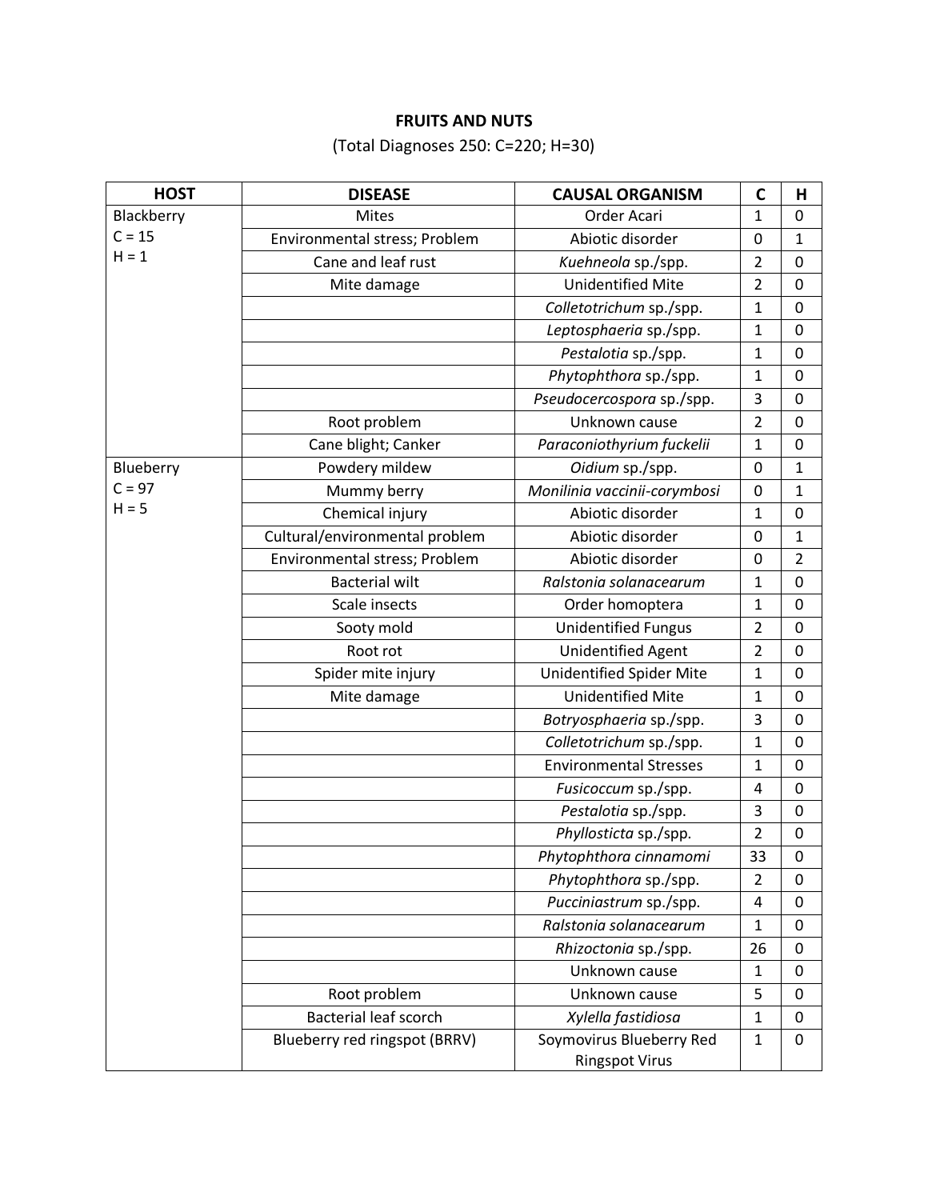# FRUITS AND NUTS

(Total Diagnoses 250: C=220; H=30)

| HOST | DISEASE | CAUSAL ORGANISM | C | H |
|---|---|---|---|---|
| Blackberry<br>C = 15<br>H = 1 | Mites | Order Acari | 1 | 0 |
| | Environmental stress; Problem | Abiotic disorder | 0 | 1 |
| | Cane and leaf rust | *Kuehneola* sp./spp. | 2 | 0 |
| | Mite damage | Unidentified Mite | 2 | 0 |
| | | *Colletotrichum* sp./spp. | 1 | 0 |
| | | *Leptosphaeria* sp./spp. | 1 | 0 |
| | | *Pestalotia* sp./spp. | 1 | 0 |
| | | *Phytophthora* sp./spp. | 1 | 0 |
| | | *Pseudocercospora* sp./spp. | 3 | 0 |
| | Root problem | Unknown cause | 2 | 0 |
| | Cane blight; Canker | *Paraconiothyrium fuckelii* | 1 | 0 |
| Blueberry<br>C = 97<br>H = 5 | Powdery mildew | *Oidium* sp./spp. | 0 | 1 |
| | Mummy berry | *Monilinia vaccinii-corymbosi* | 0 | 1 |
| | Chemical injury | Abiotic disorder | 1 | 0 |
| | Cultural/environmental problem | Abiotic disorder | 0 | 1 |
| | Environmental stress; Problem | Abiotic disorder | 0 | 2 |
| | Bacterial wilt | *Ralstonia solanacearum* | 1 | 0 |
| | Scale insects | Order homoptera | 1 | 0 |
| | Sooty mold | Unidentified Fungus | 2 | 0 |
| | Root rot | Unidentified Agent | 2 | 0 |
| | Spider mite injury | Unidentified Spider Mite | 1 | 0 |
| | Mite damage | Unidentified Mite | 1 | 0 |
| | | *Botryosphaeria* sp./spp. | 3 | 0 |
| | | *Colletotrichum* sp./spp. | 1 | 0 |
| | | Environmental Stresses | 1 | 0 |
| | | *Fusicoccum* sp./spp. | 4 | 0 |
| | | *Pestalotia* sp./spp. | 3 | 0 |
| | | *Phyllosticta* sp./spp. | 2 | 0 |
| | | *Phytophthora cinnamomi* | 33 | 0 |
| | | *Phytophthora* sp./spp. | 2 | 0 |
| | | *Pucciniastrum* sp./spp. | 4 | 0 |
| | | *Ralstonia solanacearum* | 1 | 0 |
| | | *Rhizoctonia* sp./spp. | 26 | 0 |
| | | Unknown cause | 1 | 0 |
| | Root problem | Unknown cause | 5 | 0 |
| | Bacterial leaf scorch | *Xylella fastidiosa* | 1 | 0 |
| | Blueberry red ringspot (BRRV) | Soymovirus Blueberry Red Ringspot Virus | 1 | 0 |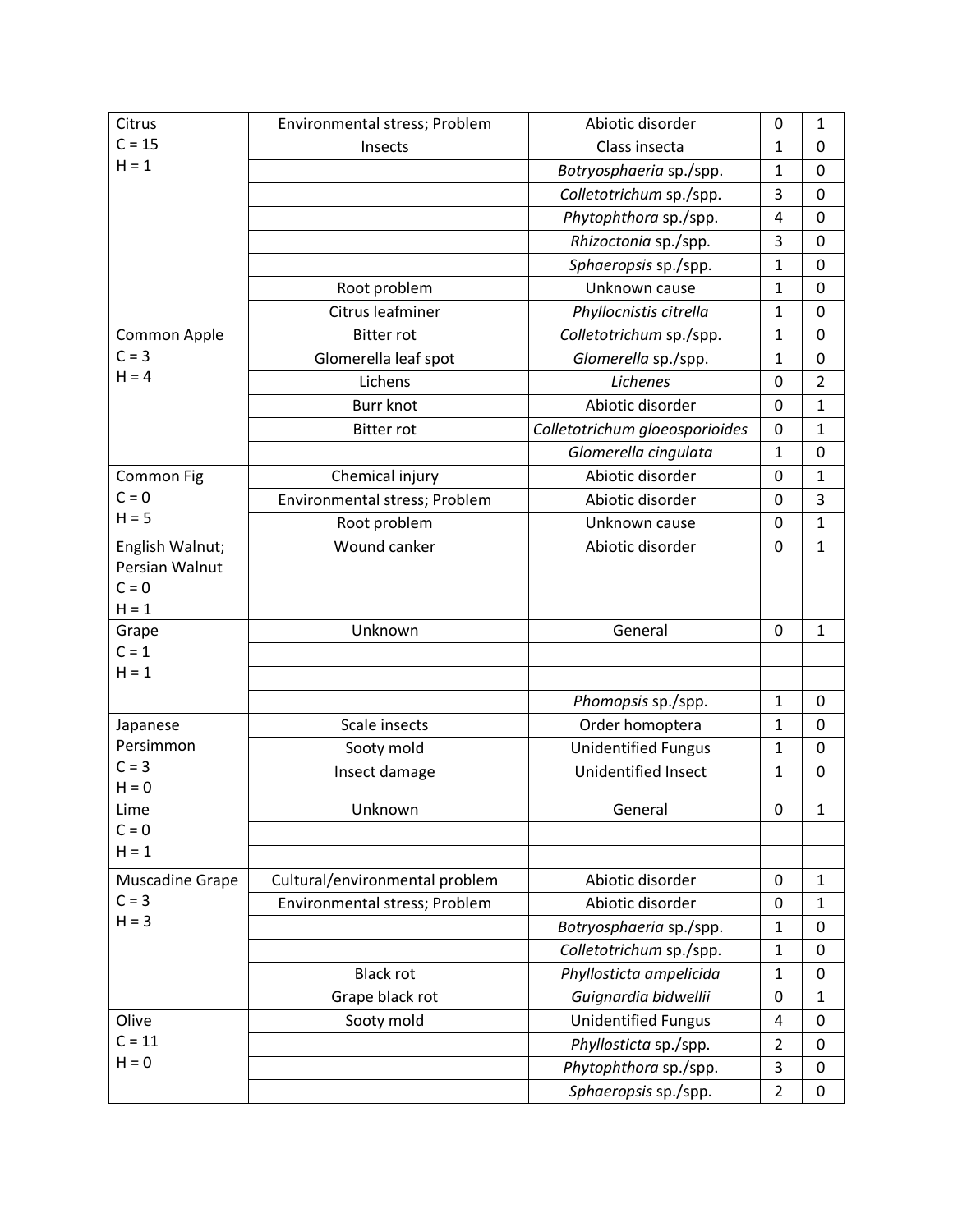| Citus C = 15 H = 1 | | | | |
|---|---|---|---|---|

Wait—correcting: first column reads "Citrus".

| | | | | |
|---|---|---|---|---|
| Citrus C = 15 H = 1 | Environmental stress; Problem | Abiotic disorder | 0 | 1 |
| | Insects | Class insecta | 1 | 0 |
| | | *Botryosphaeria* sp./spp. | 1 | 0 |
| | | *Colletotrichum* sp./spp. | 3 | 0 |
| | | *Phytophthora* sp./spp. | 4 | 0 |
| | | *Rhizoctonia* sp./spp. | 3 | 0 |
| | | *Sphaeropsis* sp./spp. | 1 | 0 |
| | Root problem | Unknown cause | 1 | 0 |
| | Citrus leafminer | *Phyllocnistis citrella* | 1 | 0 |
| Common Apple C = 3 H = 4 | Bitter rot | *Colletotrichum* sp./spp. | 1 | 0 |
| | Glomerella leaf spot | *Glomerella* sp./spp. | 1 | 0 |
| | Lichens | *Lichenes* | 0 | 2 |
| | Burr knot | Abiotic disorder | 0 | 1 |
| | Bitter rot | *Colletotrichum gloeosporioides* | 0 | 1 |
| | | *Glomerella cingulata* | 1 | 0 |
| Common Fig C = 0 H = 5 | Chemical injury | Abiotic disorder | 0 | 1 |
| | Environmental stress; Problem | Abiotic disorder | 0 | 3 |
| | Root problem | Unknown cause | 0 | 1 |
| English Walnut; Persian Walnut C = 0 H = 1 | Wound canker | Abiotic disorder | 0 | 1 |
| | | | | |
| | | | | |
| Grape C = 1 H = 1 | Unknown | General | 0 | 1 |
| | | | | |
| | | | | |
| | | *Phomopsis* sp./spp. | 1 | 0 |
| Japanese Persimmon C = 3 H = 0 | Scale insects | Order homoptera | 1 | 0 |
| | Sooty mold | Unidentified Fungus | 1 | 0 |
| | Insect damage | Unidentified Insect | 1 | 0 |
| Lime C = 0 H = 1 | Unknown | General | 0 | 1 |
| | | | | |
| | | | | |
| Muscadine Grape C = 3 H = 3 | Cultural/environmental problem | Abiotic disorder | 0 | 1 |
| | Environmental stress; Problem | Abiotic disorder | 0 | 1 |
| | | *Botryosphaeria* sp./spp. | 1 | 0 |
| | | *Colletotrichum* sp./spp. | 1 | 0 |
| | Black rot | *Phyllosticta ampelicida* | 1 | 0 |
| | Grape black rot | *Guignardia bidwellii* | 0 | 1 |
| Olive C = 11 H = 0 | Sooty mold | Unidentified Fungus | 4 | 0 |
| | | *Phyllosticta* sp./spp. | 2 | 0 |
| | | *Phytophthora* sp./spp. | 3 | 0 |
| | | *Sphaeropsis* sp./spp. | 2 | 0 |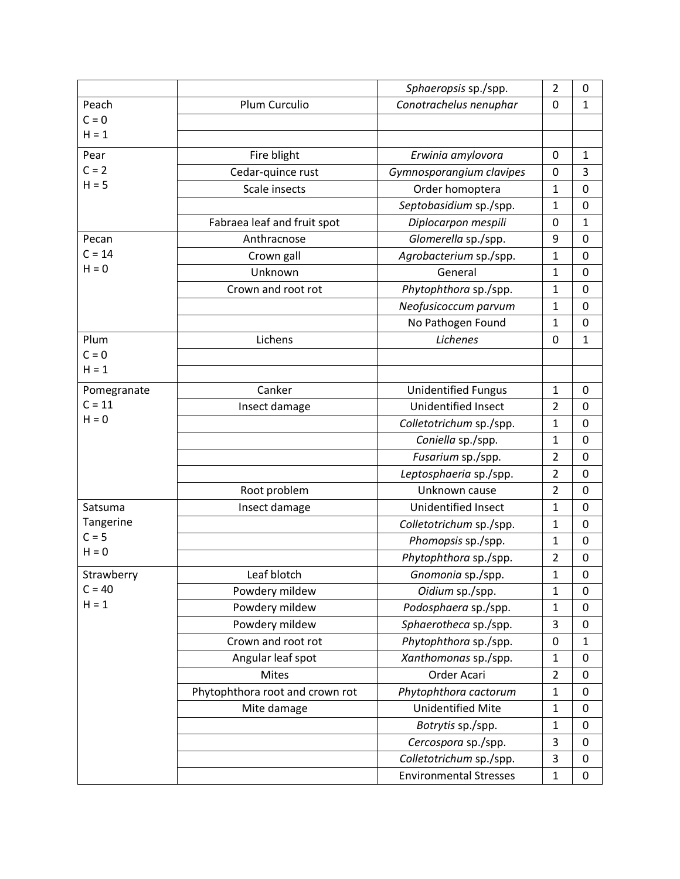| | | | | |
|---|---|---|---|---|
| | | *Sphaeropsis* sp./spp. | 2 | 0 |
| Peach<br>C = 0<br>H = 1 | Plum Curculio | *Conotrachelus nenuphar* | 0 | 1 |
| | | | | |
| | | | | |
| Pear<br>C = 2<br>H = 5 | Fire blight | *Erwinia amylovora* | 0 | 1 |
| | Cedar-quince rust | *Gymnosporangium clavipes* | 0 | 3 |
| | Scale insects | Order homoptera | 1 | 0 |
| | | *Septobasidium* sp./spp. | 1 | 0 |
| | Fabraea leaf and fruit spot | *Diplocarpon mespili* | 0 | 1 |
| Pecan<br>C = 14<br>H = 0 | Anthracnose | *Glomerella* sp./spp. | 9 | 0 |
| | Crown gall | *Agrobacterium* sp./spp. | 1 | 0 |
| | Unknown | General | 1 | 0 |
| | Crown and root rot | *Phytophthora* sp./spp. | 1 | 0 |
| | | *Neofusicoccum parvum* | 1 | 0 |
| | | No Pathogen Found | 1 | 0 |
| Plum<br>C = 0<br>H = 1 | Lichens | *Lichenes* | 0 | 1 |
| | | | | |
| | | | | |
| Pomegranate<br>C = 11<br>H = 0 | Canker | Unidentified Fungus | 1 | 0 |
| | Insect damage | Unidentified Insect | 2 | 0 |
| | | *Colletotrichum* sp./spp. | 1 | 0 |
| | | *Coniella* sp./spp. | 1 | 0 |
| | | *Fusarium* sp./spp. | 2 | 0 |
| | | *Leptosphaeria* sp./spp. | 2 | 0 |
| | Root problem | Unknown cause | 2 | 0 |
| Satsuma Tangerine<br>C = 5<br>H = 0 | Insect damage | Unidentified Insect | 1 | 0 |
| | | *Colletotrichum* sp./spp. | 1 | 0 |
| | | *Phomopsis* sp./spp. | 1 | 0 |
| | | *Phytophthora* sp./spp. | 2 | 0 |
| Strawberry<br>C = 40<br>H = 1 | Leaf blotch | *Gnomonia* sp./spp. | 1 | 0 |
| | Powdery mildew | *Oidium* sp./spp. | 1 | 0 |
| | Powdery mildew | *Podosphaera* sp./spp. | 1 | 0 |
| | Powdery mildew | *Sphaerotheca* sp./spp. | 3 | 0 |
| | Crown and root rot | *Phytophthora* sp./spp. | 0 | 1 |
| | Angular leaf spot | *Xanthomonas* sp./spp. | 1 | 0 |
| | Mites | Order Acari | 2 | 0 |
| | Phytophthora root and crown rot | *Phytophthora cactorum* | 1 | 0 |
| | Mite damage | Unidentified Mite | 1 | 0 |
| | | *Botrytis* sp./spp. | 1 | 0 |
| | | *Cercospora* sp./spp. | 3 | 0 |
| | | *Colletotrichum* sp./spp. | 3 | 0 |
| | | Environmental Stresses | 1 | 0 |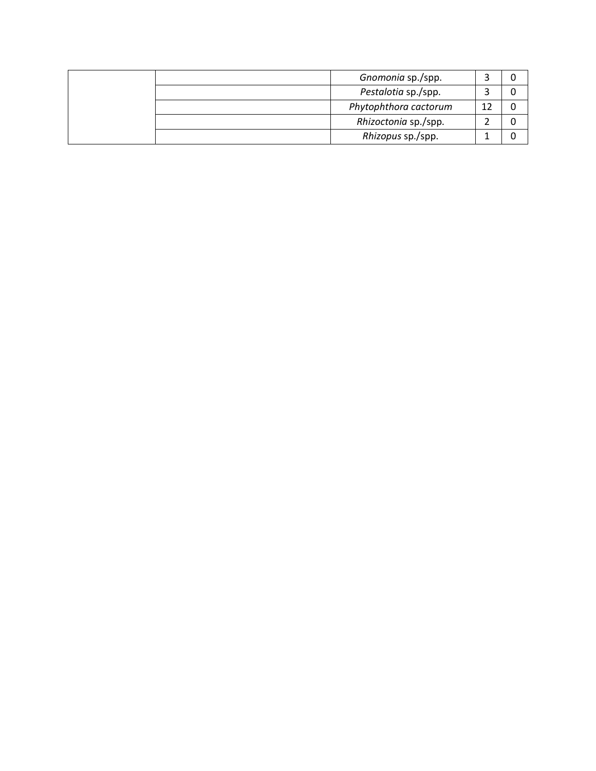| | | | | |
|---|---|---|---|---|
| | | *Gnomonia* sp./spp. | 3 | 0 |
| | | *Pestalotia* sp./spp. | 3 | 0 |
| | | *Phytophthora cactorum* | 12 | 0 |
| | | *Rhizoctonia* sp./spp. | 2 | 0 |
| | | *Rhizopus* sp./spp. | 1 | 0 |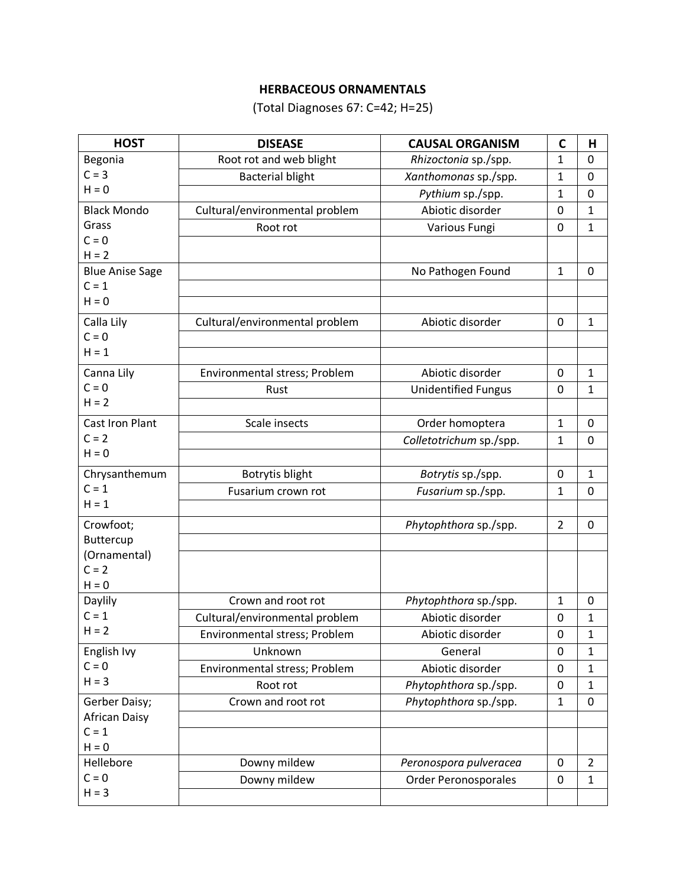**HERBACEOUS ORNAMENTALS**

(Total Diagnoses 67: C=42; H=25)

| HOST | DISEASE | CAUSAL ORGANISM | C | H |
|---|---|---|---|---|
| Begonia C = 3 H = 0 | Root rot and web blight | *Rhizoctonia* sp./spp. | 1 | 0 |
| | Bacterial blight | *Xanthomonas* sp./spp. | 1 | 0 |
| | | *Pythium* sp./spp. | 1 | 0 |
| Black Mondo Grass C = 0 H = 2 | Cultural/environmental problem | Abiotic disorder | 0 | 1 |
| | Root rot | Various Fungi | 0 | 1 |
| | | | | |
| Blue Anise Sage C = 1 H = 0 | | No Pathogen Found | 1 | 0 |
| | | | | |
| | | | | |
| Calla Lily C = 0 H = 1 | Cultural/environmental problem | Abiotic disorder | 0 | 1 |
| | | | | |
| | | | | |
| Canna Lily C = 0 H = 2 | Environmental stress; Problem | Abiotic disorder | 0 | 1 |
| | Rust | Unidentified Fungus | 0 | 1 |
| | | | | |
| Cast Iron Plant C = 2 H = 0 | Scale insects | Order homoptera | 1 | 0 |
| | | *Colletotrichum* sp./spp. | 1 | 0 |
| | | | | |
| Chrysanthemum C = 1 H = 1 | Botrytis blight | *Botrytis* sp./spp. | 0 | 1 |
| | Fusarium crown rot | *Fusarium* sp./spp. | 1 | 0 |
| | | | | |
| Crowfoot; Buttercup (Ornamental) C = 2 H = 0 | | *Phytophthora* sp./spp. | 2 | 0 |
| | | | | |
| | | | | |
| Daylily C = 1 H = 2 | Crown and root rot | *Phytophthora* sp./spp. | 1 | 0 |
| | Cultural/environmental problem | Abiotic disorder | 0 | 1 |
| | Environmental stress; Problem | Abiotic disorder | 0 | 1 |
| English Ivy C = 0 H = 3 | Unknown | General | 0 | 1 |
| | Environmental stress; Problem | Abiotic disorder | 0 | 1 |
| | Root rot | *Phytophthora* sp./spp. | 0 | 1 |
| Gerber Daisy; African Daisy C = 1 H = 0 | Crown and root rot | *Phytophthora* sp./spp. | 1 | 0 |
| | | | | |
| | | | | |
| Hellebore C = 0 H = 3 | Downy mildew | *Peronospora pulveracea* | 0 | 2 |
| | Downy mildew | Order Peronosporales | 0 | 1 |
| | | | | |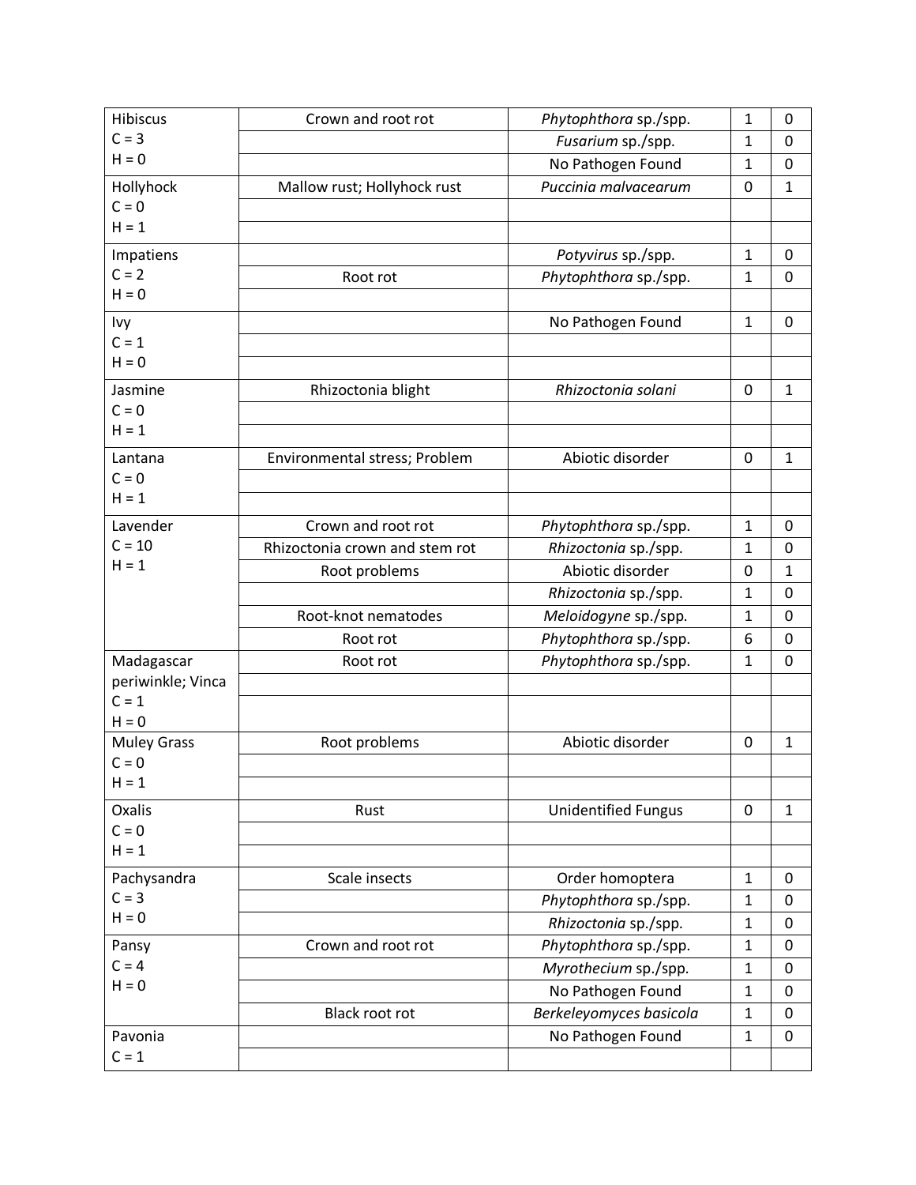| | | | | |
|---|---|---|---|---|
| Hibiscus<br>C = 3<br>H = 0 | Crown and root rot | *Phytophthora* sp./spp. | 1 | 0 |
| | | *Fusarium* sp./spp. | 1 | 0 |
| | | No Pathogen Found | 1 | 0 |
| Hollyhock<br>C = 0<br>H = 1 | Mallow rust; Hollyhock rust | *Puccinia malvacearum* | 0 | 1 |
| | | | | |
| | | | | |
| Impatiens<br>C = 2<br>H = 0 | | *Potyvirus* sp./spp. | 1 | 0 |
| | Root rot | *Phytophthora* sp./spp. | 1 | 0 |
| | | | | |
| Ivy<br>C = 1<br>H = 0 | | No Pathogen Found | 1 | 0 |
| | | | | |
| | | | | |
| Jasmine<br>C = 0<br>H = 1 | Rhizoctonia blight | *Rhizoctonia solani* | 0 | 1 |
| | | | | |
| | | | | |
| Lantana<br>C = 0<br>H = 1 | Environmental stress; Problem | Abiotic disorder | 0 | 1 |
| | | | | |
| | | | | |
| Lavender<br>C = 10<br>H = 1 | Crown and root rot | *Phytophthora* sp./spp. | 1 | 0 |
| | Rhizoctonia crown and stem rot | *Rhizoctonia* sp./spp. | 1 | 0 |
| | Root problems | Abiotic disorder | 0 | 1 |
| | | *Rhizoctonia* sp./spp. | 1 | 0 |
| | Root-knot nematodes | *Meloidogyne* sp./spp. | 1 | 0 |
| | Root rot | *Phytophthora* sp./spp. | 6 | 0 |
| Madagascar periwinkle; Vinca<br>C = 1<br>H = 0 | Root rot | *Phytophthora* sp./spp. | 1 | 0 |
| | | | | |
| | | | | |
| Muley Grass<br>C = 0<br>H = 1 | Root problems | Abiotic disorder | 0 | 1 |
| | | | | |
| | | | | |
| Oxalis<br>C = 0<br>H = 1 | Rust | Unidentified Fungus | 0 | 1 |
| | | | | |
| | | | | |
| Pachysandra<br>C = 3<br>H = 0 | Scale insects | Order homoptera | 1 | 0 |
| | | *Phytophthora* sp./spp. | 1 | 0 |
| | | *Rhizoctonia* sp./spp. | 1 | 0 |
| Pansy<br>C = 4<br>H = 0 | Crown and root rot | *Phytophthora* sp./spp. | 1 | 0 |
| | | *Myrothecium* sp./spp. | 1 | 0 |
| | | No Pathogen Found | 1 | 0 |
| | Black root rot | *Berkeleyomyces basicola* | 1 | 0 |
| Pavonia<br>C = 1 | | No Pathogen Found | 1 | 0 |
| | | | | |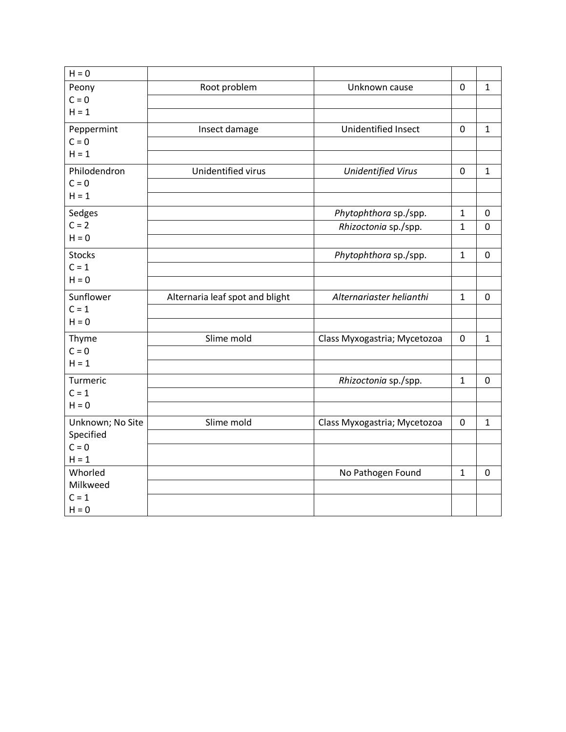| | | | | |
|---|---|---|---|---|
| H = 0 | | | | |
| Peony<br>C = 0<br>H = 1 | Root problem | Unknown cause | 0 | 1 |
| | | | | |
| | | | | |
| Peppermint<br>C = 0<br>H = 1 | Insect damage | Unidentified Insect | 0 | 1 |
| | | | | |
| | | | | |
| Philodendron<br>C = 0<br>H = 1 | Unidentified virus | *Unidentified Virus* | 0 | 1 |
| | | | | |
| | | | | |
| Sedges<br>C = 2<br>H = 0 | | *Phytophthora* sp./spp. | 1 | 0 |
| | | *Rhizoctonia* sp./spp. | 1 | 0 |
| | | | | |
| Stocks<br>C = 1<br>H = 0 | | *Phytophthora* sp./spp. | 1 | 0 |
| | | | | |
| | | | | |
| Sunflower<br>C = 1<br>H = 0 | Alternaria leaf spot and blight | *Alternariaster helianthi* | 1 | 0 |
| | | | | |
| | | | | |
| Thyme<br>C = 0<br>H = 1 | Slime mold | Class Myxogastria; Mycetozoa | 0 | 1 |
| | | | | |
| | | | | |
| Turmeric<br>C = 1<br>H = 0 | | *Rhizoctonia* sp./spp. | 1 | 0 |
| | | | | |
| | | | | |
| Unknown; No Site Specified<br>C = 0<br>H = 1 | Slime mold | Class Myxogastria; Mycetozoa | 0 | 1 |
| | | | | |
| | | | | |
| Whorled Milkweed<br>C = 1<br>H = 0 | | No Pathogen Found | 1 | 0 |
| | | | | |
| | | | | |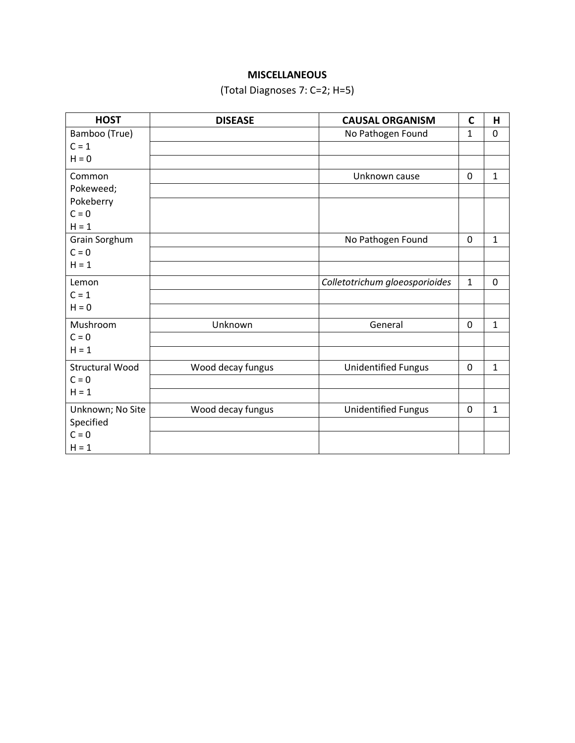**MISCELLANEOUS**

(Total Diagnoses 7: C=2; H=5)

| HOST | DISEASE | CAUSAL ORGANISM | C | H |
|---|---|---|---|---|
| Bamboo (True) C = 1 H = 0 | | No Pathogen Found | 1 | 0 |
| Common Pokeweed; Pokeberry C = 0 H = 1 | | Unknown cause | 0 | 1 |
| Grain Sorghum C = 0 H = 1 | | No Pathogen Found | 0 | 1 |
| Lemon C = 1 H = 0 | | *Colletotrichum gloeosporioides* | 1 | 0 |
| Mushroom C = 0 H = 1 | Unknown | General | 0 | 1 |
| Structural Wood C = 0 H = 1 | Wood decay fungus | Unidentified Fungus | 0 | 1 |
| Unknown; No Site Specified C = 0 H = 1 | Wood decay fungus | Unidentified Fungus | 0 | 1 |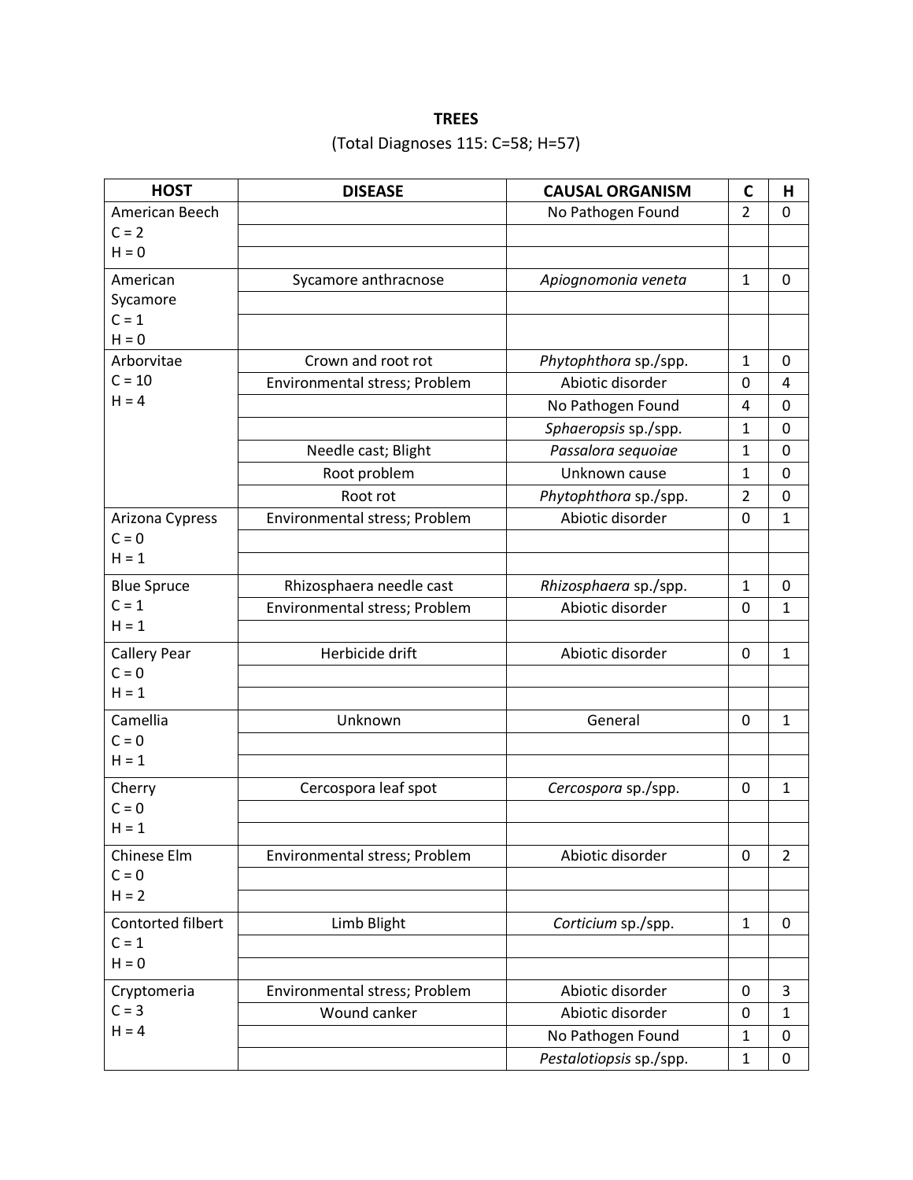**TREES**

(Total Diagnoses 115: C=58; H=57)

| HOST | DISEASE | CAUSAL ORGANISM | C | H |
|---|---|---|---|---|
| American Beech<br>C = 2<br>H = 0 | | No Pathogen Found | 2 | 0 |
| | | | | |
| | | | | |
| American Sycamore<br>C = 1<br>H = 0 | Sycamore anthracnose | *Apiognomonia veneta* | 1 | 0 |
| | | | | |
| | | | | |
| Arborvitae<br>C = 10<br>H = 4 | Crown and root rot | *Phytophthora* sp./spp. | 1 | 0 |
| | Environmental stress; Problem | Abiotic disorder | 0 | 4 |
| | | No Pathogen Found | 4 | 0 |
| | | *Sphaeropsis* sp./spp. | 1 | 0 |
| | Needle cast; Blight | *Passalora sequoiae* | 1 | 0 |
| | Root problem | Unknown cause | 1 | 0 |
| | Root rot | *Phytophthora* sp./spp. | 2 | 0 |
| Arizona Cypress<br>C = 0<br>H = 1 | Environmental stress; Problem | Abiotic disorder | 0 | 1 |
| | | | | |
| | | | | |
| Blue Spruce<br>C = 1<br>H = 1 | Rhizosphaera needle cast | *Rhizosphaera* sp./spp. | 1 | 0 |
| | Environmental stress; Problem | Abiotic disorder | 0 | 1 |
| | | | | |
| Callery Pear<br>C = 0<br>H = 1 | Herbicide drift | Abiotic disorder | 0 | 1 |
| | | | | |
| | | | | |
| Camellia<br>C = 0<br>H = 1 | Unknown | General | 0 | 1 |
| | | | | |
| | | | | |
| Cherry<br>C = 0<br>H = 1 | Cercospora leaf spot | *Cercospora* sp./spp. | 0 | 1 |
| | | | | |
| | | | | |
| Chinese Elm<br>C = 0<br>H = 2 | Environmental stress; Problem | Abiotic disorder | 0 | 2 |
| | | | | |
| | | | | |
| Contorted filbert<br>C = 1<br>H = 0 | Limb Blight | *Corticium* sp./spp. | 1 | 0 |
| | | | | |
| | | | | |
| Cryptomeria<br>C = 3<br>H = 4 | Environmental stress; Problem | Abiotic disorder | 0 | 3 |
| | Wound canker | Abiotic disorder | 0 | 1 |
| | | No Pathogen Found | 1 | 0 |
| | | *Pestalotiopsis* sp./spp. | 1 | 0 |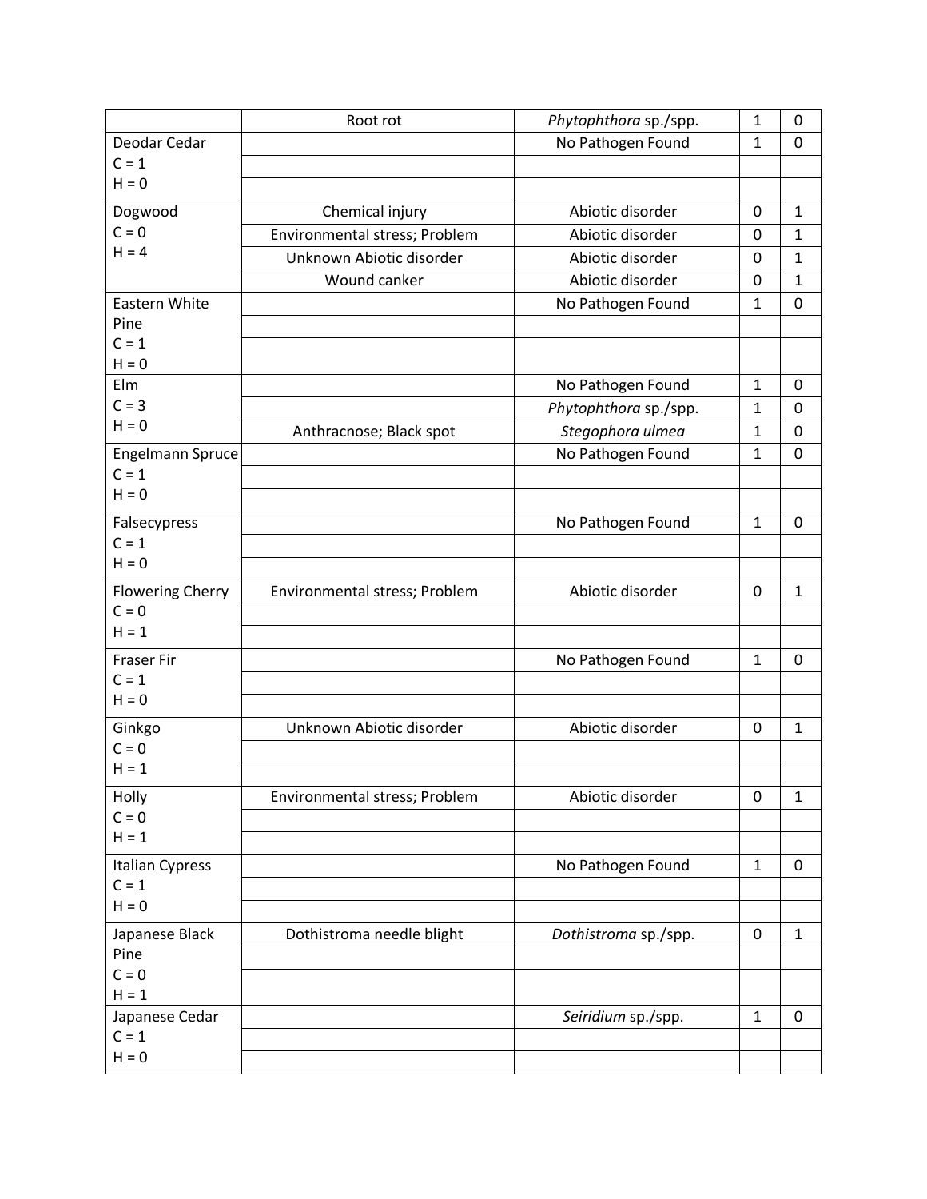| | | | | |
|---|---|---|---|---|
| | Root rot | *Phytophthora* sp./spp. | 1 | 0 |
| Deodar Cedar<br>C = 1<br>H = 0 | | No Pathogen Found | 1 | 0 |
| | | | | |
| | | | | |
| Dogwood<br>C = 0<br>H = 4 | Chemical injury | Abiotic disorder | 0 | 1 |
| | Environmental stress; Problem | Abiotic disorder | 0 | 1 |
| | Unknown Abiotic disorder | Abiotic disorder | 0 | 1 |
| | Wound canker | Abiotic disorder | 0 | 1 |
| Eastern White Pine<br>C = 1<br>H = 0 | | No Pathogen Found | 1 | 0 |
| | | | | |
| | | | | |
| Elm<br>C = 3<br>H = 0 | | No Pathogen Found | 1 | 0 |
| | | *Phytophthora* sp./spp. | 1 | 0 |
| | Anthracnose; Black spot | *Stegophora ulmea* | 1 | 0 |
| Engelmann Spruce<br>C = 1<br>H = 0 | | No Pathogen Found | 1 | 0 |
| | | | | |
| | | | | |
| Falsecypress<br>C = 1<br>H = 0 | | No Pathogen Found | 1 | 0 |
| | | | | |
| | | | | |
| Flowering Cherry<br>C = 0<br>H = 1 | Environmental stress; Problem | Abiotic disorder | 0 | 1 |
| | | | | |
| | | | | |
| Fraser Fir<br>C = 1<br>H = 0 | | No Pathogen Found | 1 | 0 |
| | | | | |
| | | | | |
| Ginkgo<br>C = 0<br>H = 1 | Unknown Abiotic disorder | Abiotic disorder | 0 | 1 |
| | | | | |
| | | | | |
| Holly<br>C = 0<br>H = 1 | Environmental stress; Problem | Abiotic disorder | 0 | 1 |
| | | | | |
| | | | | |
| Italian Cypress<br>C = 1<br>H = 0 | | No Pathogen Found | 1 | 0 |
| | | | | |
| | | | | |
| Japanese Black Pine<br>C = 0<br>H = 1 | Dothistroma needle blight | *Dothistroma* sp./spp. | 0 | 1 |
| | | | | |
| | | | | |
| Japanese Cedar<br>C = 1<br>H = 0 | | *Seiridium* sp./spp. | 1 | 0 |
| | | | | |
| | | | | |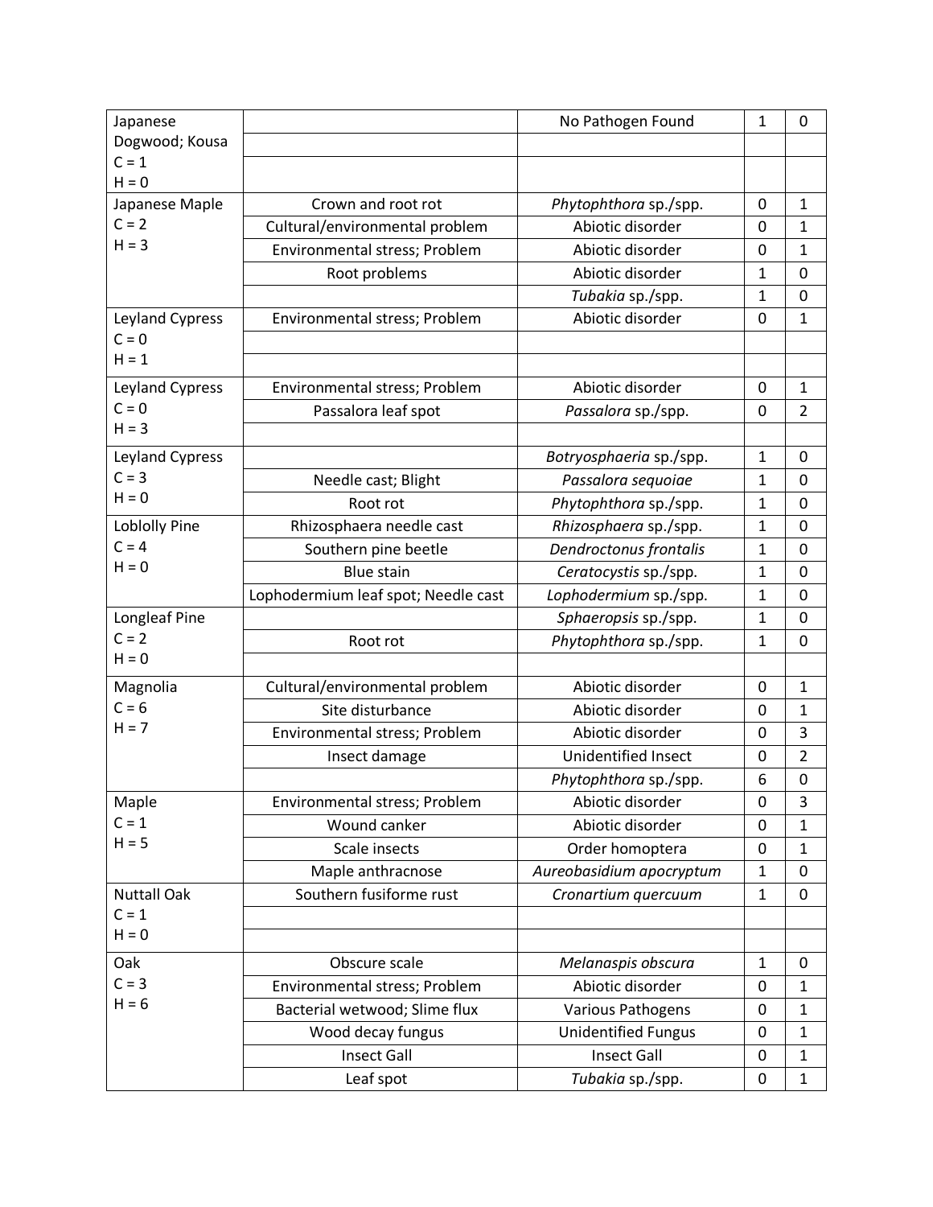| | | | | |
|---|---|---|---|---|
| Japanese Dogwood; Kousa<br>C = 1<br>H = 0 | | No Pathogen Found | 1 | 0 |
| | | | | |
| | | | | |
| Japanese Maple<br>C = 2<br>H = 3 | Crown and root rot | *Phytophthora* sp./spp. | 0 | 1 |
| | Cultural/environmental problem | Abiotic disorder | 0 | 1 |
| | Environmental stress; Problem | Abiotic disorder | 0 | 1 |
| | Root problems | Abiotic disorder | 1 | 0 |
| | | *Tubakia* sp./spp. | 1 | 0 |
| Leyland Cypress<br>C = 0<br>H = 1 | Environmental stress; Problem | Abiotic disorder | 0 | 1 |
| | | | | |
| | | | | |
| Leyland Cypress<br>C = 0<br>H = 3 | Environmental stress; Problem | Abiotic disorder | 0 | 1 |
| | Passalora leaf spot | *Passalora* sp./spp. | 0 | 2 |
| | | | | |
| Leyland Cypress<br>C = 3<br>H = 0 | | *Botryosphaeria* sp./spp. | 1 | 0 |
| | Needle cast; Blight | *Passalora sequoiae* | 1 | 0 |
| | Root rot | *Phytophthora* sp./spp. | 1 | 0 |
| Loblolly Pine<br>C = 4<br>H = 0 | Rhizosphaera needle cast | *Rhizosphaera* sp./spp. | 1 | 0 |
| | Southern pine beetle | *Dendroctonus frontalis* | 1 | 0 |
| | Blue stain | *Ceratocystis* sp./spp. | 1 | 0 |
| | Lophodermium leaf spot; Needle cast | *Lophodermium* sp./spp. | 1 | 0 |
| Longleaf Pine<br>C = 2<br>H = 0 | | *Sphaeropsis* sp./spp. | 1 | 0 |
| | Root rot | *Phytophthora* sp./spp. | 1 | 0 |
| | | | | |
| Magnolia<br>C = 6<br>H = 7 | Cultural/environmental problem | Abiotic disorder | 0 | 1 |
| | Site disturbance | Abiotic disorder | 0 | 1 |
| | Environmental stress; Problem | Abiotic disorder | 0 | 3 |
| | Insect damage | Unidentified Insect | 0 | 2 |
| | | *Phytophthora* sp./spp. | 6 | 0 |
| Maple<br>C = 1<br>H = 5 | Environmental stress; Problem | Abiotic disorder | 0 | 3 |
| | Wound canker | Abiotic disorder | 0 | 1 |
| | Scale insects | Order homoptera | 0 | 1 |
| | Maple anthracnose | *Aureobasidium apocryptum* | 1 | 0 |
| Nuttall Oak<br>C = 1<br>H = 0 | Southern fusiforme rust | *Cronartium quercuum* | 1 | 0 |
| | | | | |
| | | | | |
| Oak<br>C = 3<br>H = 6 | Obscure scale | *Melanaspis obscura* | 1 | 0 |
| | Environmental stress; Problem | Abiotic disorder | 0 | 1 |
| | Bacterial wetwood; Slime flux | Various Pathogens | 0 | 1 |
| | Wood decay fungus | Unidentified Fungus | 0 | 1 |
| | Insect Gall | Insect Gall | 0 | 1 |
| | Leaf spot | *Tubakia* sp./spp. | 0 | 1 |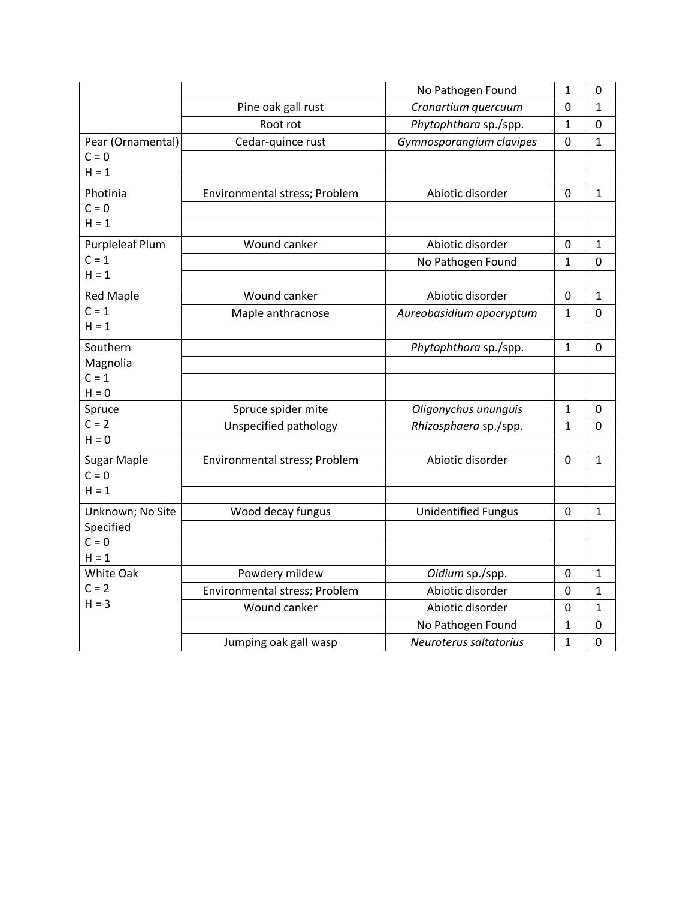| | | | | |
|---|---|---|---|---|
| | | No Pathogen Found | 1 | 0 |
| | Pine oak gall rust | *Cronartium quercuum* | 0 | 1 |
| | Root rot | *Phytophthora* sp./spp. | 1 | 0 |
| Pear (Ornamental) C = 0 H = 1 | Cedar-quince rust | *Gymnosporangium clavipes* | 0 | 1 |
| | | | | |
| | | | | |
| Photinia C = 0 H = 1 | Environmental stress; Problem | Abiotic disorder | 0 | 1 |
| | | | | |
| | | | | |
| Purpleleaf Plum C = 1 H = 1 | Wound canker | Abiotic disorder | 0 | 1 |
| | | No Pathogen Found | 1 | 0 |
| | | | | |
| Red Maple C = 1 H = 1 | Wound canker | Abiotic disorder | 0 | 1 |
| | Maple anthracnose | *Aureobasidium apocryptum* | 1 | 0 |
| | | | | |
| Southern Magnolia C = 1 H = 0 | | *Phytophthora* sp./spp. | 1 | 0 |
| | | | | |
| | | | | |
| Spruce C = 2 H = 0 | Spruce spider mite | *Oligonychus ununguis* | 1 | 0 |
| | Unspecified pathology | *Rhizosphaera* sp./spp. | 1 | 0 |
| | | | | |
| Sugar Maple C = 0 H = 1 | Environmental stress; Problem | Abiotic disorder | 0 | 1 |
| | | | | |
| | | | | |
| Unknown; No Site Specified C = 0 H = 1 | Wood decay fungus | Unidentified Fungus | 0 | 1 |
| | | | | |
| | | | | |
| White Oak C = 2 H = 3 | Powdery mildew | *Oidium* sp./spp. | 0 | 1 |
| | Environmental stress; Problem | Abiotic disorder | 0 | 1 |
| | Wound canker | Abiotic disorder | 0 | 1 |
| | | No Pathogen Found | 1 | 0 |
| | Jumping oak gall wasp | *Neuroterus saltatorius* | 1 | 0 |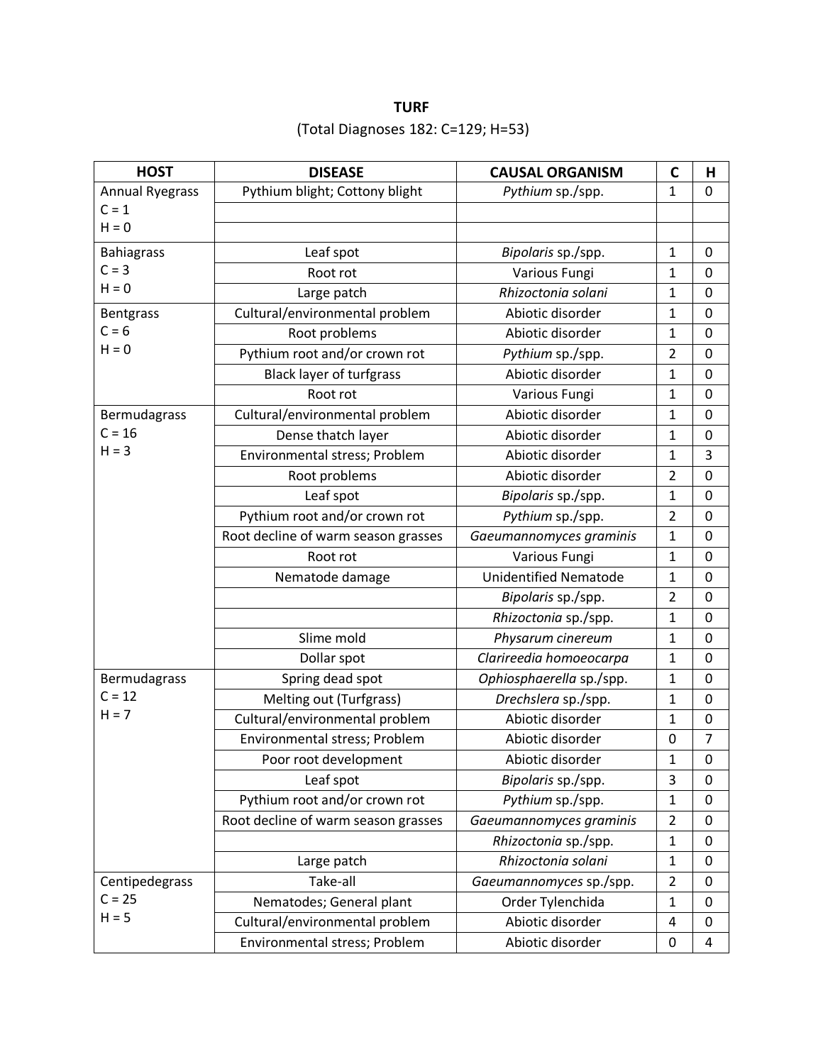**TURF**

(Total Diagnoses 182: C=129; H=53)

| HOST | DISEASE | CAUSAL ORGANISM | C | H |
|---|---|---|---|---|
| Annual Ryegrass C = 1 H = 0 | Pythium blight; Cottony blight | *Pythium* sp./spp. | 1 | 0 |
| | | | | |
| | | | | |
| Bahiagrass C = 3 H = 0 | Leaf spot | *Bipolaris* sp./spp. | 1 | 0 |
| | Root rot | Various Fungi | 1 | 0 |
| | Large patch | *Rhizoctonia solani* | 1 | 0 |
| Bentgrass C = 6 H = 0 | Cultural/environmental problem | Abiotic disorder | 1 | 0 |
| | Root problems | Abiotic disorder | 1 | 0 |
| | Pythium root and/or crown rot | *Pythium* sp./spp. | 2 | 0 |
| | Black layer of turfgrass | Abiotic disorder | 1 | 0 |
| | Root rot | Various Fungi | 1 | 0 |
| Bermudagrass C = 16 H = 3 | Cultural/environmental problem | Abiotic disorder | 1 | 0 |
| | Dense thatch layer | Abiotic disorder | 1 | 0 |
| | Environmental stress; Problem | Abiotic disorder | 1 | 3 |
| | Root problems | Abiotic disorder | 2 | 0 |
| | Leaf spot | *Bipolaris* sp./spp. | 1 | 0 |
| | Pythium root and/or crown rot | *Pythium* sp./spp. | 2 | 0 |
| | Root decline of warm season grasses | *Gaeumannomyces graminis* | 1 | 0 |
| | Root rot | Various Fungi | 1 | 0 |
| | Nematode damage | Unidentified Nematode | 1 | 0 |
| | | *Bipolaris* sp./spp. | 2 | 0 |
| | | *Rhizoctonia* sp./spp. | 1 | 0 |
| | Slime mold | *Physarum cinereum* | 1 | 0 |
| | Dollar spot | *Clarireedia homoeocarpa* | 1 | 0 |
| Bermudagrass C = 12 H = 7 | Spring dead spot | *Ophiosphaerella* sp./spp. | 1 | 0 |
| | Melting out (Turfgrass) | *Drechslera* sp./spp. | 1 | 0 |
| | Cultural/environmental problem | Abiotic disorder | 1 | 0 |
| | Environmental stress; Problem | Abiotic disorder | 0 | 7 |
| | Poor root development | Abiotic disorder | 1 | 0 |
| | Leaf spot | *Bipolaris* sp./spp. | 3 | 0 |
| | Pythium root and/or crown rot | *Pythium* sp./spp. | 1 | 0 |
| | Root decline of warm season grasses | *Gaeumannomyces graminis* | 2 | 0 |
| | | *Rhizoctonia* sp./spp. | 1 | 0 |
| | Large patch | *Rhizoctonia solani* | 1 | 0 |
| Centipedegrass C = 25 H = 5 | Take-all | *Gaeumannomyces* sp./spp. | 2 | 0 |
| | Nematodes; General plant | Order Tylenchida | 1 | 0 |
| | Cultural/environmental problem | Abiotic disorder | 4 | 0 |
| | Environmental stress; Problem | Abiotic disorder | 0 | 4 |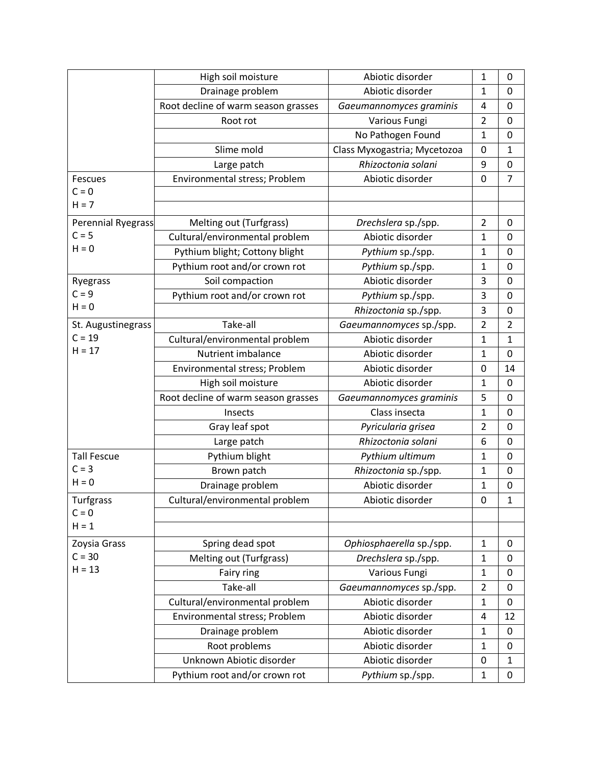| | | | | |
|---|---|---|---|---|
| | High soil moisture | Abiotic disorder | 1 | 0 |
| | Drainage problem | Abiotic disorder | 1 | 0 |
| | Root decline of warm season grasses | *Gaeumannomyces graminis* | 4 | 0 |
| | Root rot | Various Fungi | 2 | 0 |
| | | No Pathogen Found | 1 | 0 |
| | Slime mold | Class Myxogastria; Mycetozoa | 0 | 1 |
| | Large patch | *Rhizoctonia solani* | 9 | 0 |
| Fescues<br>C = 0<br>H = 7 | Environmental stress; Problem | Abiotic disorder | 0 | 7 |
| | | | | |
| | | | | |
| Perennial Ryegrass<br>C = 5<br>H = 0 | Melting out (Turfgrass) | *Drechslera* sp./spp. | 2 | 0 |
| | Cultural/environmental problem | Abiotic disorder | 1 | 0 |
| | Pythium blight; Cottony blight | *Pythium* sp./spp. | 1 | 0 |
| | Pythium root and/or crown rot | *Pythium* sp./spp. | 1 | 0 |
| Ryegrass<br>C = 9<br>H = 0 | Soil compaction | Abiotic disorder | 3 | 0 |
| | Pythium root and/or crown rot | *Pythium* sp./spp. | 3 | 0 |
| | | *Rhizoctonia* sp./spp. | 3 | 0 |
| St. Augustinegrass<br>C = 19<br>H = 17 | Take-all | *Gaeumannomyces* sp./spp. | 2 | 2 |
| | Cultural/environmental problem | Abiotic disorder | 1 | 1 |
| | Nutrient imbalance | Abiotic disorder | 1 | 0 |
| | Environmental stress; Problem | Abiotic disorder | 0 | 14 |
| | High soil moisture | Abiotic disorder | 1 | 0 |
| | Root decline of warm season grasses | *Gaeumannomyces graminis* | 5 | 0 |
| | Insects | Class insecta | 1 | 0 |
| | Gray leaf spot | *Pyricularia grisea* | 2 | 0 |
| | Large patch | *Rhizoctonia solani* | 6 | 0 |
| Tall Fescue<br>C = 3<br>H = 0 | Pythium blight | *Pythium ultimum* | 1 | 0 |
| | Brown patch | *Rhizoctonia* sp./spp. | 1 | 0 |
| | Drainage problem | Abiotic disorder | 1 | 0 |
| Turfgrass<br>C = 0<br>H = 1 | Cultural/environmental problem | Abiotic disorder | 0 | 1 |
| | | | | |
| | | | | |
| Zoysia Grass<br>C = 30<br>H = 13 | Spring dead spot | *Ophiosphaerella* sp./spp. | 1 | 0 |
| | Melting out (Turfgrass) | *Drechslera* sp./spp. | 1 | 0 |
| | Fairy ring | Various Fungi | 1 | 0 |
| | Take-all | *Gaeumannomyces* sp./spp. | 2 | 0 |
| | Cultural/environmental problem | Abiotic disorder | 1 | 0 |
| | Environmental stress; Problem | Abiotic disorder | 4 | 12 |
| | Drainage problem | Abiotic disorder | 1 | 0 |
| | Root problems | Abiotic disorder | 1 | 0 |
| | Unknown Abiotic disorder | Abiotic disorder | 0 | 1 |
| | Pythium root and/or crown rot | *Pythium* sp./spp. | 1 | 0 |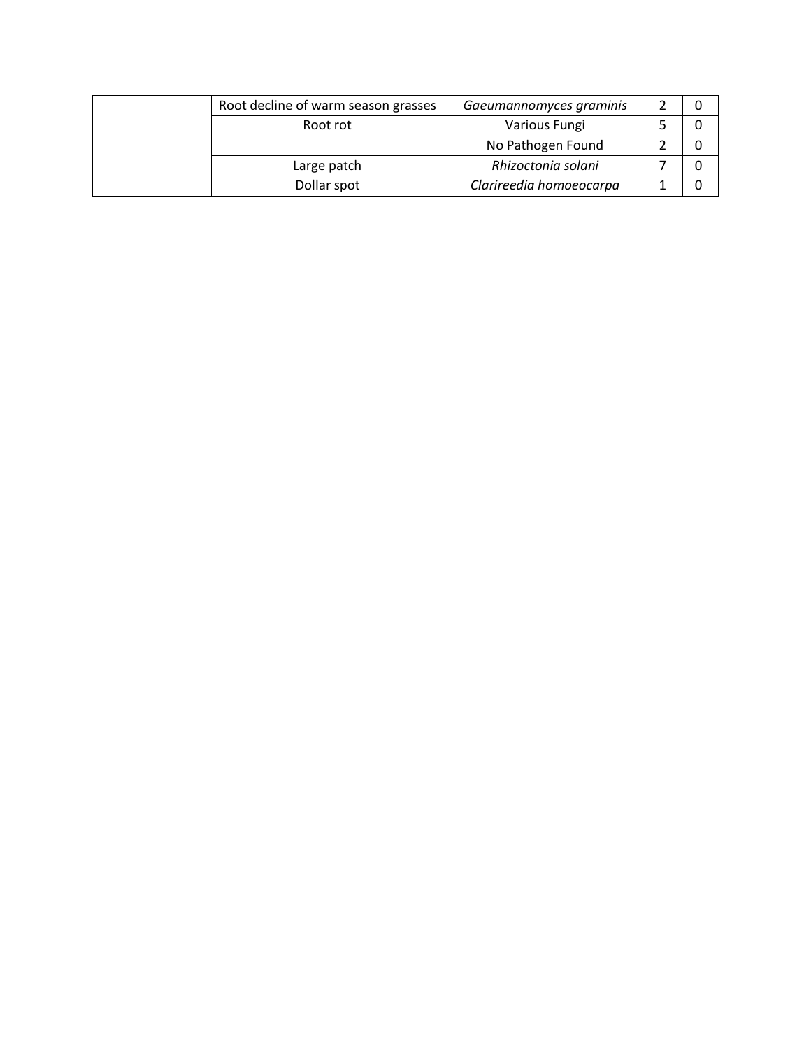| | | | | |
|---|---|---|---|---|
| | Root decline of warm season grasses | *Gaeumannomyces graminis* | 2 | 0 |
| | Root rot | Various Fungi | 5 | 0 |
| | | No Pathogen Found | 2 | 0 |
| | Large patch | *Rhizoctonia solani* | 7 | 0 |
| | Dollar spot | *Clarireedia homoeocarpa* | 1 | 0 |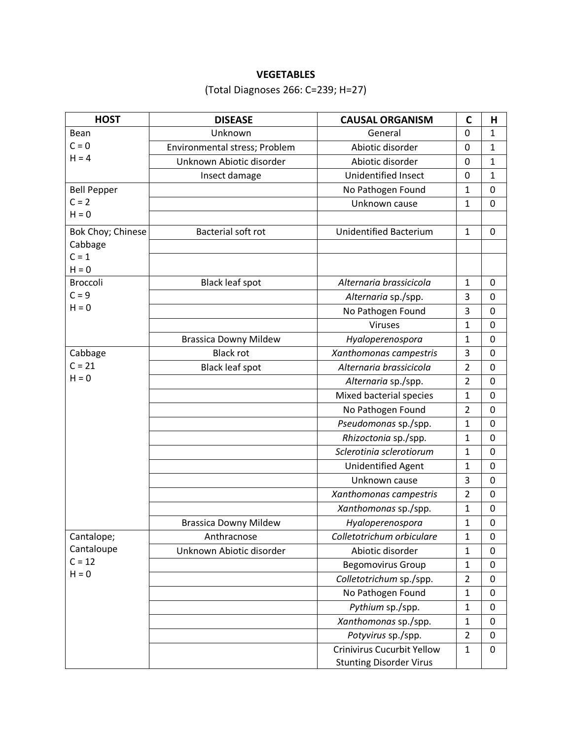**VEGETABLES**

(Total Diagnoses 266: C=239; H=27)

| HOST | DISEASE | CAUSAL ORGANISM | C | H |
|---|---|---|---|---|
| Bean C = 0 H = 4 | Unknown | General | 0 | 1 |
| | Environmental stress; Problem | Abiotic disorder | 0 | 1 |
| | Unknown Abiotic disorder | Abiotic disorder | 0 | 1 |
| | Insect damage | Unidentified Insect | 0 | 1 |
| Bell Pepper C = 2 H = 0 | | No Pathogen Found | 1 | 0 |
| | | Unknown cause | 1 | 0 |
| | | | | |
| Bok Choy; Chinese Cabbage C = 1 H = 0 | Bacterial soft rot | Unidentified Bacterium | 1 | 0 |
| | | | | |
| | | | | |
| Broccoli C = 9 H = 0 | Black leaf spot | *Alternaria brassicicola* | 1 | 0 |
| | | *Alternaria* sp./spp. | 3 | 0 |
| | | No Pathogen Found | 3 | 0 |
| | | Viruses | 1 | 0 |
| | Brassica Downy Mildew | *Hyaloperenospora* | 1 | 0 |
| Cabbage C = 21 H = 0 | Black rot | *Xanthomonas campestris* | 3 | 0 |
| | Black leaf spot | *Alternaria brassicicola* | 2 | 0 |
| | | *Alternaria* sp./spp. | 2 | 0 |
| | | Mixed bacterial species | 1 | 0 |
| | | No Pathogen Found | 2 | 0 |
| | | *Pseudomonas* sp./spp. | 1 | 0 |
| | | *Rhizoctonia* sp./spp. | 1 | 0 |
| | | *Sclerotinia sclerotiorum* | 1 | 0 |
| | | Unidentified Agent | 1 | 0 |
| | | Unknown cause | 3 | 0 |
| | | *Xanthomonas campestris* | 2 | 0 |
| | | *Xanthomonas* sp./spp. | 1 | 0 |
| | Brassica Downy Mildew | *Hyaloperenospora* | 1 | 0 |
| Cantalope; Cantaloupe C = 12 H = 0 | Anthracnose | *Colletotrichum orbiculare* | 1 | 0 |
| | Unknown Abiotic disorder | Abiotic disorder | 1 | 0 |
| | | Begomovirus Group | 1 | 0 |
| | | *Colletotrichum* sp./spp. | 2 | 0 |
| | | No Pathogen Found | 1 | 0 |
| | | *Pythium* sp./spp. | 1 | 0 |
| | | *Xanthomonas* sp./spp. | 1 | 0 |
| | | *Potyvirus* sp./spp. | 2 | 0 |
| | | Crinivirus Cucurbit Yellow Stunting Disorder Virus | 1 | 0 |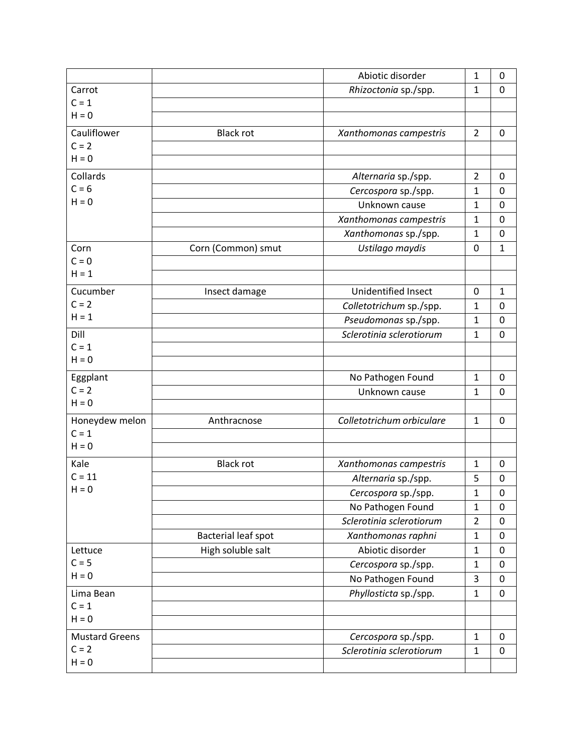| | | | | |
|---|---|---|---|---|
| | | Abiotic disorder | 1 | 0 |
| Carrot<br>C = 1<br>H = 0 | | *Rhizoctonia* sp./spp. | 1 | 0 |
| | | | | |
| | | | | |
| Cauliflower<br>C = 2<br>H = 0 | Black rot | *Xanthomonas campestris* | 2 | 0 |
| | | | | |
| | | | | |
| Collards<br>C = 6<br>H = 0 | | *Alternaria* sp./spp. | 2 | 0 |
| | | *Cercospora* sp./spp. | 1 | 0 |
| | | Unknown cause | 1 | 0 |
| | | *Xanthomonas campestris* | 1 | 0 |
| | | *Xanthomonas* sp./spp. | 1 | 0 |
| Corn<br>C = 0<br>H = 1 | Corn (Common) smut | *Ustilago maydis* | 0 | 1 |
| | | | | |
| | | | | |
| Cucumber<br>C = 2<br>H = 1 | Insect damage | Unidentified Insect | 0 | 1 |
| | | *Colletotrichum* sp./spp. | 1 | 0 |
| | | *Pseudomonas* sp./spp. | 1 | 0 |
| Dill<br>C = 1<br>H = 0 | | *Sclerotinia sclerotiorum* | 1 | 0 |
| | | | | |
| | | | | |
| Eggplant<br>C = 2<br>H = 0 | | No Pathogen Found | 1 | 0 |
| | | Unknown cause | 1 | 0 |
| | | | | |
| Honeydew melon<br>C = 1<br>H = 0 | Anthracnose | *Colletotrichum orbiculare* | 1 | 0 |
| | | | | |
| | | | | |
| Kale<br>C = 11<br>H = 0 | Black rot | *Xanthomonas campestris* | 1 | 0 |
| | | *Alternaria* sp./spp. | 5 | 0 |
| | | *Cercospora* sp./spp. | 1 | 0 |
| | | No Pathogen Found | 1 | 0 |
| | | *Sclerotinia sclerotiorum* | 2 | 0 |
| | Bacterial leaf spot | *Xanthomonas raphni* | 1 | 0 |
| Lettuce<br>C = 5<br>H = 0 | High soluble salt | Abiotic disorder | 1 | 0 |
| | | *Cercospora* sp./spp. | 1 | 0 |
| | | No Pathogen Found | 3 | 0 |
| Lima Bean<br>C = 1<br>H = 0 | | *Phyllosticta* sp./spp. | 1 | 0 |
| | | | | |
| | | | | |
| Mustard Greens<br>C = 2<br>H = 0 | | *Cercospora* sp./spp. | 1 | 0 |
| | | *Sclerotinia sclerotiorum* | 1 | 0 |
| | | | | |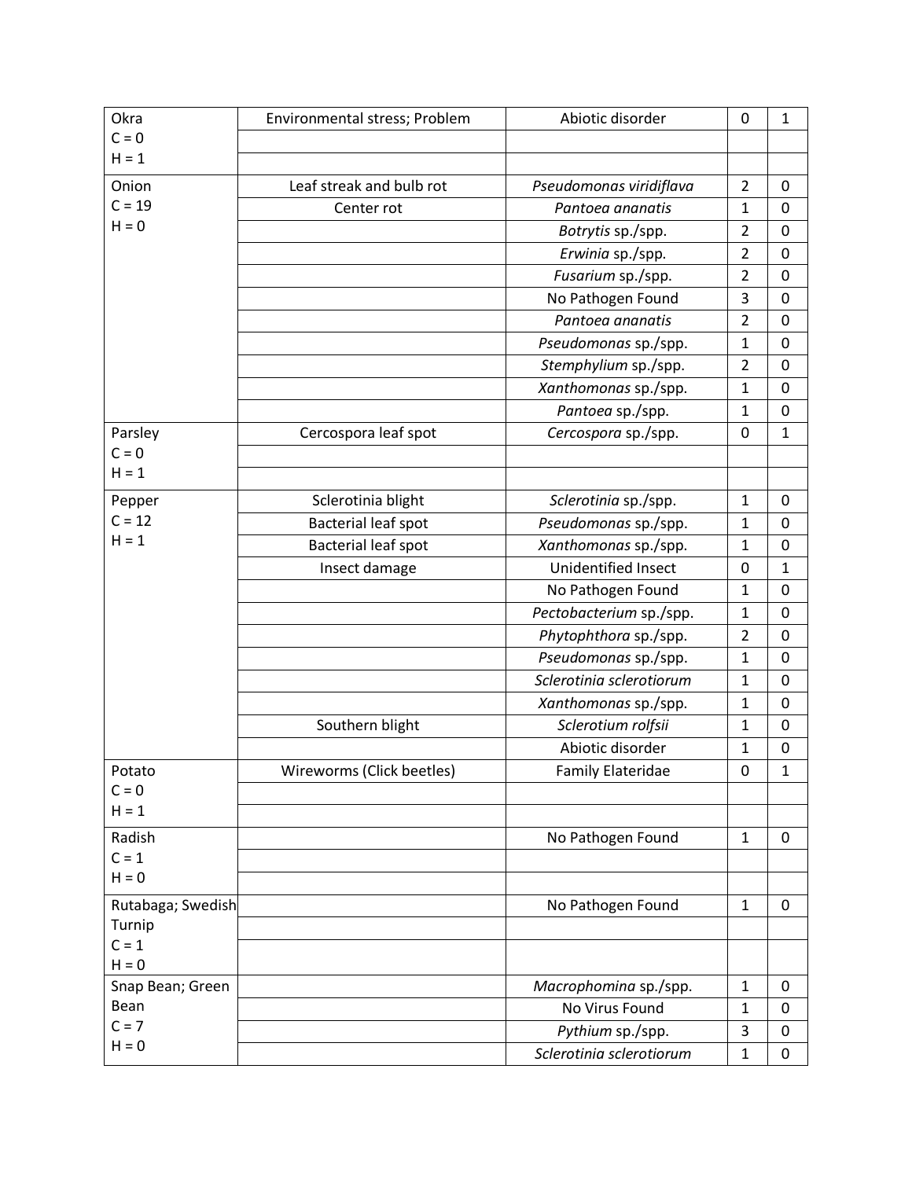| | | | | |
|---|---|---|---|---|
| Okra<br>C = 0<br>H = 1 | Environmental stress; Problem | Abiotic disorder | 0 | 1 |
| | | | | |
| | | | | |
| Onion<br>C = 19<br>H = 0 | Leaf streak and bulb rot | *Pseudomonas viridiflava* | 2 | 0 |
| | Center rot | *Pantoea ananatis* | 1 | 0 |
| | | *Botrytis* sp./spp. | 2 | 0 |
| | | *Erwinia* sp./spp. | 2 | 0 |
| | | *Fusarium* sp./spp. | 2 | 0 |
| | | No Pathogen Found | 3 | 0 |
| | | *Pantoea ananatis* | 2 | 0 |
| | | *Pseudomonas* sp./spp. | 1 | 0 |
| | | *Stemphylium* sp./spp. | 2 | 0 |
| | | *Xanthomonas* sp./spp. | 1 | 0 |
| | | *Pantoea* sp./spp. | 1 | 0 |
| Parsley<br>C = 0<br>H = 1 | Cercospora leaf spot | *Cercospora* sp./spp. | 0 | 1 |
| | | | | |
| | | | | |
| Pepper<br>C = 12<br>H = 1 | Sclerotinia blight | *Sclerotinia* sp./spp. | 1 | 0 |
| | Bacterial leaf spot | *Pseudomonas* sp./spp. | 1 | 0 |
| | Bacterial leaf spot | *Xanthomonas* sp./spp. | 1 | 0 |
| | Insect damage | Unidentified Insect | 0 | 1 |
| | | No Pathogen Found | 1 | 0 |
| | | *Pectobacterium* sp./spp. | 1 | 0 |
| | | *Phytophthora* sp./spp. | 2 | 0 |
| | | *Pseudomonas* sp./spp. | 1 | 0 |
| | | *Sclerotinia sclerotiorum* | 1 | 0 |
| | | *Xanthomonas* sp./spp. | 1 | 0 |
| | Southern blight | *Sclerotium rolfsii* | 1 | 0 |
| | | Abiotic disorder | 1 | 0 |
| Potato<br>C = 0<br>H = 1 | Wireworms (Click beetles) | Family Elateridae | 0 | 1 |
| | | | | |
| | | | | |
| Radish<br>C = 1<br>H = 0 | | No Pathogen Found | 1 | 0 |
| | | | | |
| | | | | |
| Rutabaga; Swedish Turnip<br>C = 1<br>H = 0 | | No Pathogen Found | 1 | 0 |
| | | | | |
| | | | | |
| Snap Bean; Green Bean<br>C = 7<br>H = 0 | | *Macrophomina* sp./spp. | 1 | 0 |
| | | No Virus Found | 1 | 0 |
| | | *Pythium* sp./spp. | 3 | 0 |
| | | *Sclerotinia sclerotiorum* | 1 | 0 |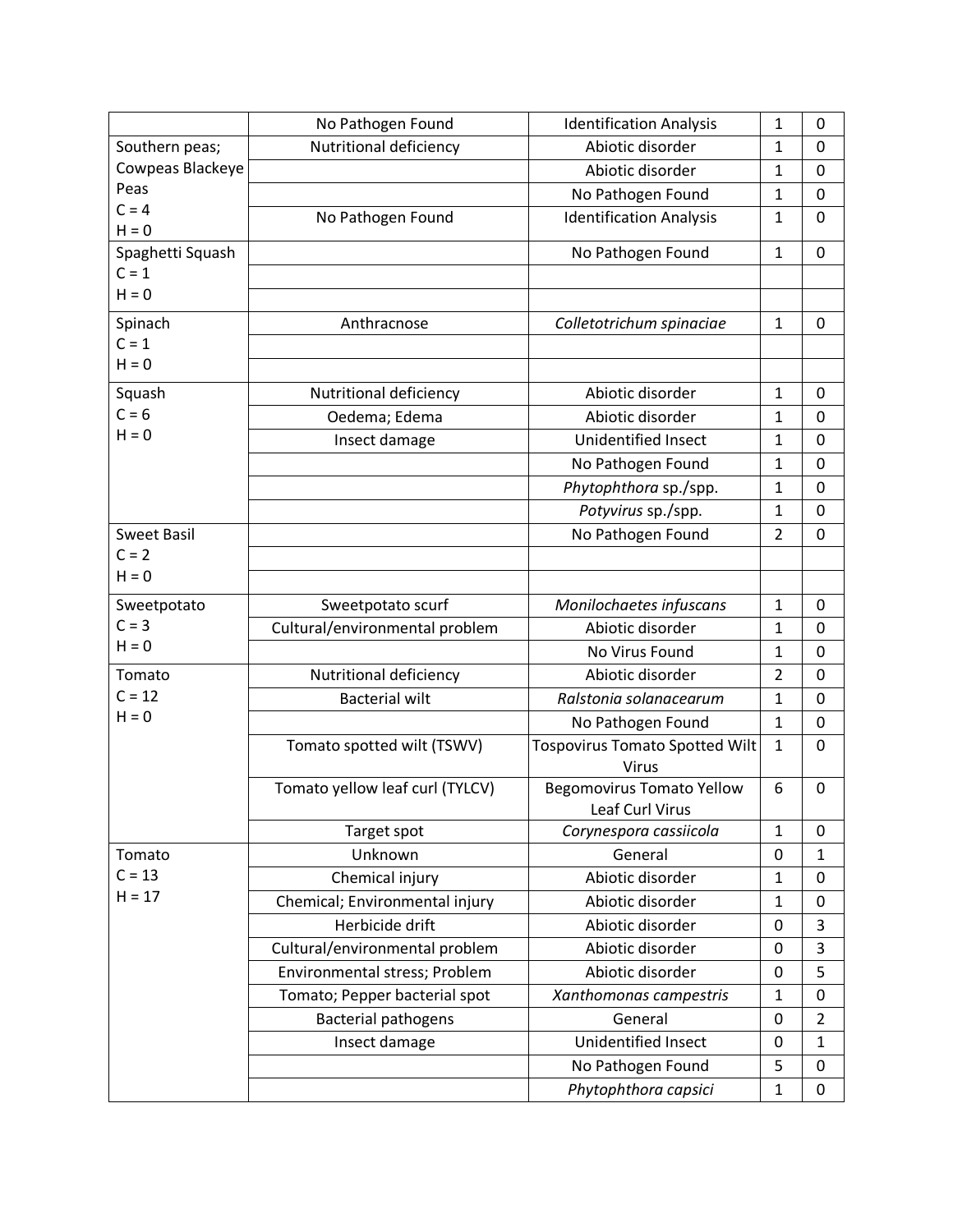| | | | | |
|---|---|---|---|---|
| | No Pathogen Found | Identification Analysis | 1 | 0 |
| Southern peas; Cowpeas Blackeye Peas C = 4 H = 0 | Nutritional deficiency | Abiotic disorder | 1 | 0 |
| | | Abiotic disorder | 1 | 0 |
| | | No Pathogen Found | 1 | 0 |
| | No Pathogen Found | Identification Analysis | 1 | 0 |
| Spaghetti Squash C = 1 H = 0 | | No Pathogen Found | 1 | 0 |
| | | | | |
| | | | | |
| Spinach C = 1 H = 0 | Anthracnose | *Colletotrichum spinaciae* | 1 | 0 |
| | | | | |
| | | | | |
| Squash C = 6 H = 0 | Nutritional deficiency | Abiotic disorder | 1 | 0 |
| | Oedema; Edema | Abiotic disorder | 1 | 0 |
| | Insect damage | Unidentified Insect | 1 | 0 |
| | | No Pathogen Found | 1 | 0 |
| | | *Phytophthora* sp./spp. | 1 | 0 |
| | | *Potyvirus* sp./spp. | 1 | 0 |
| Sweet Basil C = 2 H = 0 | | No Pathogen Found | 2 | 0 |
| | | | | |
| | | | | |
| Sweetpotato C = 3 H = 0 | Sweetpotato scurf | *Monilochaetes infuscans* | 1 | 0 |
| | Cultural/environmental problem | Abiotic disorder | 1 | 0 |
| | | No Virus Found | 1 | 0 |
| Tomato C = 12 H = 0 | Nutritional deficiency | Abiotic disorder | 2 | 0 |
| | Bacterial wilt | *Ralstonia solanacearum* | 1 | 0 |
| | | No Pathogen Found | 1 | 0 |
| | Tomato spotted wilt (TSWV) | Tospovirus Tomato Spotted Wilt Virus | 1 | 0 |
| | Tomato yellow leaf curl (TYLCV) | Begomovirus Tomato Yellow Leaf Curl Virus | 6 | 0 |
| | Target spot | *Corynespora cassiicola* | 1 | 0 |
| Tomato C = 13 H = 17 | Unknown | General | 0 | 1 |
| | Chemical injury | Abiotic disorder | 1 | 0 |
| | Chemical; Environmental injury | Abiotic disorder | 1 | 0 |
| | Herbicide drift | Abiotic disorder | 0 | 3 |
| | Cultural/environmental problem | Abiotic disorder | 0 | 3 |
| | Environmental stress; Problem | Abiotic disorder | 0 | 5 |
| | Tomato; Pepper bacterial spot | *Xanthomonas campestris* | 1 | 0 |
| | Bacterial pathogens | General | 0 | 2 |
| | Insect damage | Unidentified Insect | 0 | 1 |
| | | No Pathogen Found | 5 | 0 |
| | | *Phytophthora capsici* | 1 | 0 |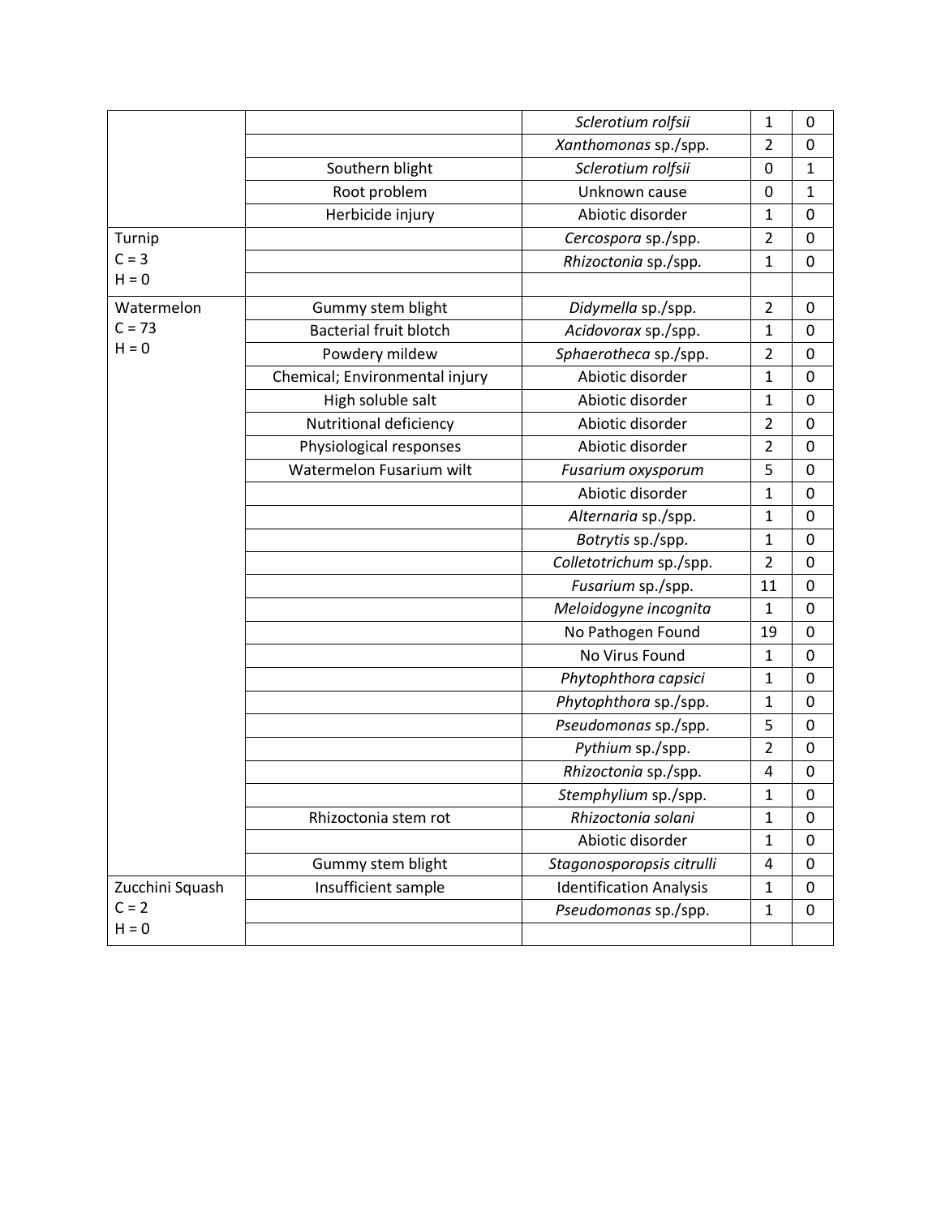| | | | | |
|---|---|---|---|---|
| | | *Sclerotium rolfsii* | 1 | 0 |
| | | *Xanthomonas* sp./spp. | 2 | 0 |
| | Southern blight | *Sclerotium rolfsii* | 0 | 1 |
| | Root problem | Unknown cause | 0 | 1 |
| | Herbicide injury | Abiotic disorder | 1 | 0 |
| Turnip<br>C = 3<br>H = 0 | | *Cercospora* sp./spp. | 2 | 0 |
| | | *Rhizoctonia* sp./spp. | 1 | 0 |
| | | | | |
| Watermelon<br>C = 73<br>H = 0 | Gummy stem blight | *Didymella* sp./spp. | 2 | 0 |
| | Bacterial fruit blotch | *Acidovorax* sp./spp. | 1 | 0 |
| | Powdery mildew | *Sphaerotheca* sp./spp. | 2 | 0 |
| | Chemical; Environmental injury | Abiotic disorder | 1 | 0 |
| | High soluble salt | Abiotic disorder | 1 | 0 |
| | Nutritional deficiency | Abiotic disorder | 2 | 0 |
| | Physiological responses | Abiotic disorder | 2 | 0 |
| | Watermelon Fusarium wilt | *Fusarium oxysporum* | 5 | 0 |
| | | Abiotic disorder | 1 | 0 |
| | | *Alternaria* sp./spp. | 1 | 0 |
| | | *Botrytis* sp./spp. | 1 | 0 |
| | | *Colletotrichum* sp./spp. | 2 | 0 |
| | | *Fusarium* sp./spp. | 11 | 0 |
| | | *Meloidogyne incognita* | 1 | 0 |
| | | No Pathogen Found | 19 | 0 |
| | | No Virus Found | 1 | 0 |
| | | *Phytophthora capsici* | 1 | 0 |
| | | *Phytophthora* sp./spp. | 1 | 0 |
| | | *Pseudomonas* sp./spp. | 5 | 0 |
| | | *Pythium* sp./spp. | 2 | 0 |
| | | *Rhizoctonia* sp./spp. | 4 | 0 |
| | | *Stemphylium* sp./spp. | 1 | 0 |
| | Rhizoctonia stem rot | *Rhizoctonia solani* | 1 | 0 |
| | | Abiotic disorder | 1 | 0 |
| | Gummy stem blight | *Stagonosporopsis citrulli* | 4 | 0 |
| Zucchini Squash<br>C = 2<br>H = 0 | Insufficient sample | Identification Analysis | 1 | 0 |
| | | *Pseudomonas* sp./spp. | 1 | 0 |
| | | | | |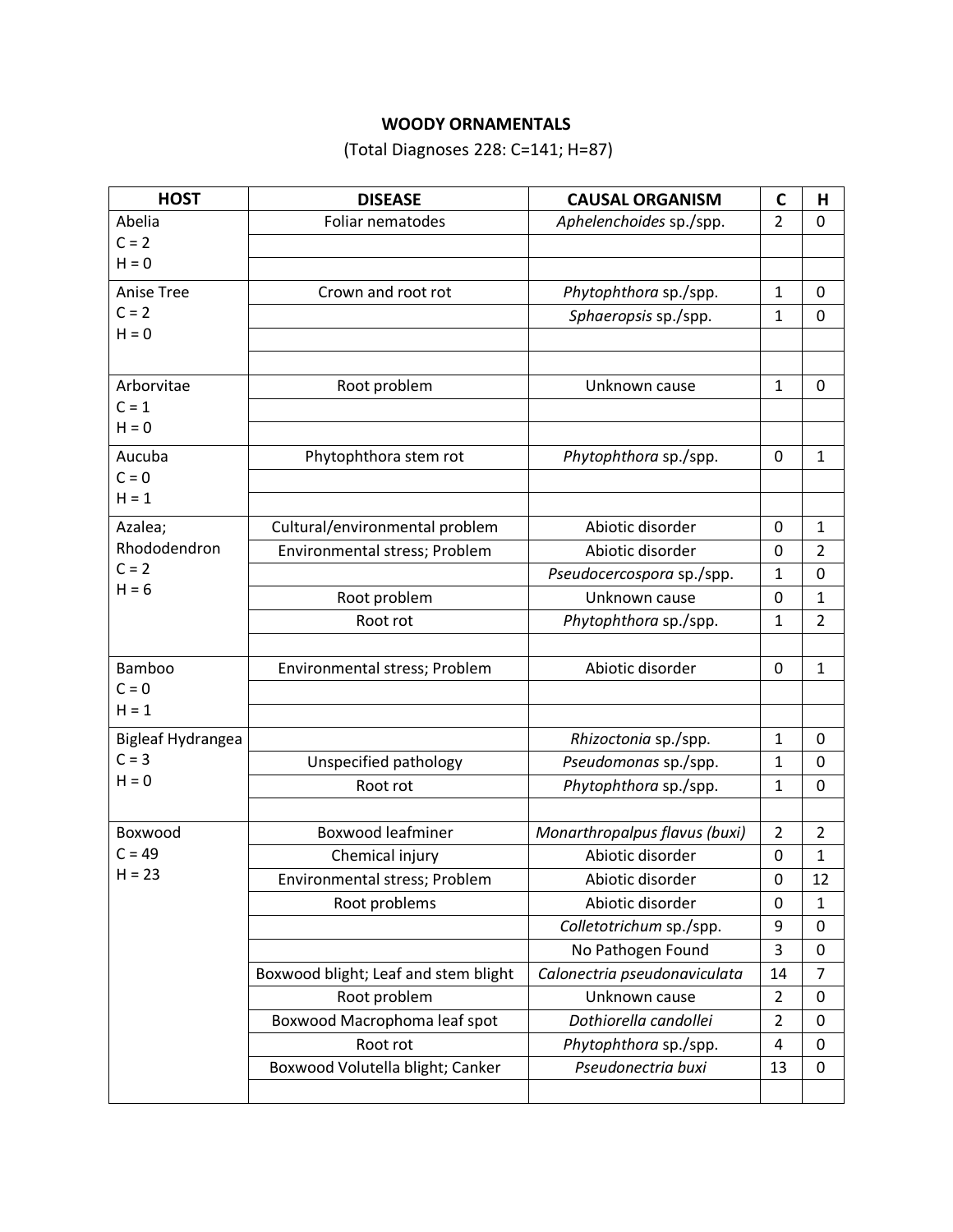**WOODY ORNAMENTALS**

(Total Diagnoses 228: C=141; H=87)

| HOST | DISEASE | CAUSAL ORGANISM | C | H |
|---|---|---|---|---|
| Abelia C = 2 H = 0 | Foliar nematodes | *Aphelenchoides* sp./spp. | 2 | 0 |
| Anise Tree C = 2 H = 0 | Crown and root rot | *Phytophthora* sp./spp. | 1 | 0 |
| | | *Sphaeropsis* sp./spp. | 1 | 0 |
| Arborvitae C = 1 H = 0 | Root problem | Unknown cause | 1 | 0 |
| Aucuba C = 0 H = 1 | Phytophthora stem rot | *Phytophthora* sp./spp. | 0 | 1 |
| Azalea; Rhododendron C = 2 H = 6 | Cultural/environmental problem | Abiotic disorder | 0 | 1 |
| | Environmental stress; Problem | Abiotic disorder | 0 | 2 |
| | | *Pseudocercospora* sp./spp. | 1 | 0 |
| | Root problem | Unknown cause | 0 | 1 |
| | Root rot | *Phytophthora* sp./spp. | 1 | 2 |
| Bamboo C = 0 H = 1 | Environmental stress; Problem | Abiotic disorder | 0 | 1 |
| Bigleaf Hydrangea C = 3 H = 0 | | *Rhizoctonia* sp./spp. | 1 | 0 |
| | Unspecified pathology | *Pseudomonas* sp./spp. | 1 | 0 |
| | Root rot | *Phytophthora* sp./spp. | 1 | 0 |
| Boxwood C = 49 H = 23 | Boxwood leafminer | *Monarthropalpus flavus (buxi)* | 2 | 2 |
| | Chemical injury | Abiotic disorder | 0 | 1 |
| | Environmental stress; Problem | Abiotic disorder | 0 | 12 |
| | Root problems | Abiotic disorder | 0 | 1 |
| | | *Colletotrichum* sp./spp. | 9 | 0 |
| | | No Pathogen Found | 3 | 0 |
| | Boxwood blight; Leaf and stem blight | *Calonectria pseudonaviculata* | 14 | 7 |
| | Root problem | Unknown cause | 2 | 0 |
| | Boxwood Macrophoma leaf spot | *Dothiorella candollei* | 2 | 0 |
| | Root rot | *Phytophthora* sp./spp. | 4 | 0 |
| | Boxwood Volutella blight; Canker | *Pseudonectria buxi* | 13 | 0 |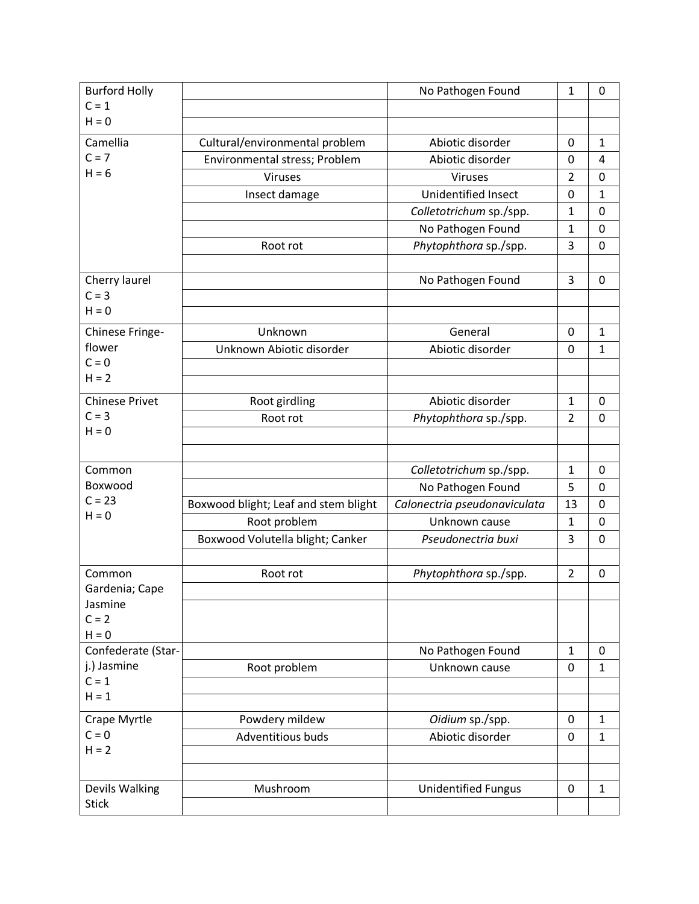| | | | | |
|---|---|---|---|---|
| Burford Holly<br>C = 1<br>H = 0 | | No Pathogen Found | 1 | 0 |
| | | | | |
| | | | | |
| Camellia<br>C = 7<br>H = 6 | Cultural/environmental problem | Abiotic disorder | 0 | 1 |
| | Environmental stress; Problem | Abiotic disorder | 0 | 4 |
| | Viruses | Viruses | 2 | 0 |
| | Insect damage | Unidentified Insect | 0 | 1 |
| | | *Colletotrichum* sp./spp. | 1 | 0 |
| | | No Pathogen Found | 1 | 0 |
| | Root rot | *Phytophthora* sp./spp. | 3 | 0 |
| | | | | |
| Cherry laurel<br>C = 3<br>H = 0 | | No Pathogen Found | 3 | 0 |
| | | | | |
| | | | | |
| Chinese Fringe-flower<br>C = 0<br>H = 2 | Unknown | General | 0 | 1 |
| | Unknown Abiotic disorder | Abiotic disorder | 0 | 1 |
| | | | | |
| | | | | |
| Chinese Privet<br>C = 3<br>H = 0 | Root girdling | Abiotic disorder | 1 | 0 |
| | Root rot | *Phytophthora* sp./spp. | 2 | 0 |
| | | | | |
| | | | | |
| Common Boxwood<br>C = 23<br>H = 0 | | *Colletotrichum* sp./spp. | 1 | 0 |
| | | No Pathogen Found | 5 | 0 |
| | Boxwood blight; Leaf and stem blight | *Calonectria pseudonaviculata* | 13 | 0 |
| | Root problem | Unknown cause | 1 | 0 |
| | Boxwood Volutella blight; Canker | *Pseudonectria buxi* | 3 | 0 |
| | | | | |
| Common Gardenia; Cape Jasmine<br>C = 2<br>H = 0 | Root rot | *Phytophthora* sp./spp. | 2 | 0 |
| | | | | |
| | | | | |
| Confederate (Star-j.) Jasmine<br>C = 1<br>H = 1 | | No Pathogen Found | 1 | 0 |
| | Root problem | Unknown cause | 0 | 1 |
| | | | | |
| | | | | |
| Crape Myrtle<br>C = 0<br>H = 2 | Powdery mildew | *Oidium* sp./spp. | 0 | 1 |
| | Adventitious buds | Abiotic disorder | 0 | 1 |
| | | | | |
| | | | | |
| Devils Walking Stick | Mushroom | Unidentified Fungus | 0 | 1 |
| | | | | |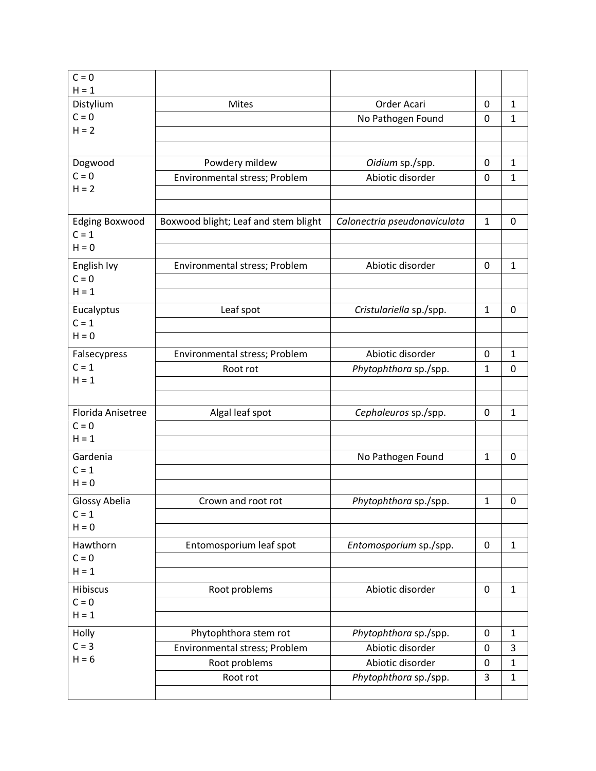| | | | | |
|---|---|---|---|---|
| C = 0<br>H = 1 | | | | |
| Distylium<br>C = 0<br>H = 2 | Mites | Order Acari | 0 | 1 |
| | | No Pathogen Found | 0 | 1 |
| | | | | |
| | | | | |
| Dogwood<br>C = 0<br>H = 2 | Powdery mildew | *Oidium* sp./spp. | 0 | 1 |
| | Environmental stress; Problem | Abiotic disorder | 0 | 1 |
| | | | | |
| | | | | |
| Edging Boxwood<br>C = 1<br>H = 0 | Boxwood blight; Leaf and stem blight | *Calonectria pseudonaviculata* | 1 | 0 |
| | | | | |
| | | | | |
| English Ivy<br>C = 0<br>H = 1 | Environmental stress; Problem | Abiotic disorder | 0 | 1 |
| | | | | |
| | | | | |
| Eucalyptus<br>C = 1<br>H = 0 | Leaf spot | *Cristulariella* sp./spp. | 1 | 0 |
| | | | | |
| | | | | |
| Falsecypress<br>C = 1<br>H = 1 | Environmental stress; Problem | Abiotic disorder | 0 | 1 |
| | Root rot | *Phytophthora* sp./spp. | 1 | 0 |
| | | | | |
| | | | | |
| Florida Anisetree<br>C = 0<br>H = 1 | Algal leaf spot | *Cephaleuros* sp./spp. | 0 | 1 |
| | | | | |
| | | | | |
| Gardenia<br>C = 1<br>H = 0 | | No Pathogen Found | 1 | 0 |
| | | | | |
| | | | | |
| Glossy Abelia<br>C = 1<br>H = 0 | Crown and root rot | *Phytophthora* sp./spp. | 1 | 0 |
| | | | | |
| | | | | |
| Hawthorn<br>C = 0<br>H = 1 | Entomosporium leaf spot | *Entomosporium* sp./spp. | 0 | 1 |
| | | | | |
| | | | | |
| Hibiscus<br>C = 0<br>H = 1 | Root problems | Abiotic disorder | 0 | 1 |
| | | | | |
| | | | | |
| Holly<br>C = 3<br>H = 6 | Phytophthora stem rot | *Phytophthora* sp./spp. | 0 | 1 |
| | Environmental stress; Problem | Abiotic disorder | 0 | 3 |
| | Root problems | Abiotic disorder | 0 | 1 |
| | Root rot | *Phytophthora* sp./spp. | 3 | 1 |
| | | | | |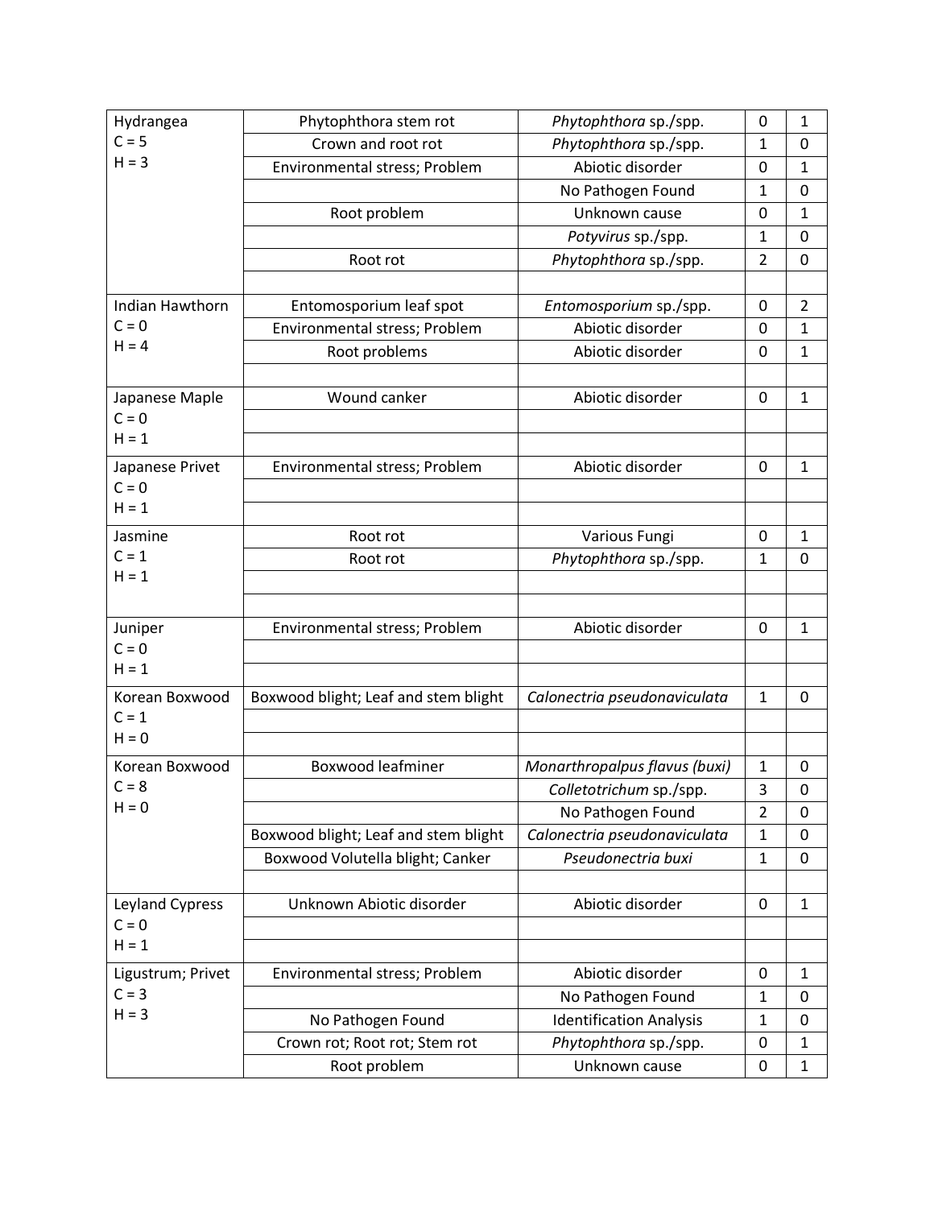| | | | | |
|---|---|---|---|---|
| Hydrangea<br>C = 5<br>H = 3 | Phytophthora stem rot | *Phytophthora* sp./spp. | 0 | 1 |
| | Crown and root rot | *Phytophthora* sp./spp. | 1 | 0 |
| | Environmental stress; Problem | Abiotic disorder | 0 | 1 |
| | | No Pathogen Found | 1 | 0 |
| | Root problem | Unknown cause | 0 | 1 |
| | | *Potyvirus* sp./spp. | 1 | 0 |
| | Root rot | *Phytophthora* sp./spp. | 2 | 0 |
| | | | | |
| Indian Hawthorn<br>C = 0<br>H = 4 | Entomosporium leaf spot | *Entomosporium* sp./spp. | 0 | 2 |
| | Environmental stress; Problem | Abiotic disorder | 0 | 1 |
| | Root problems | Abiotic disorder | 0 | 1 |
| | | | | |
| Japanese Maple<br>C = 0<br>H = 1 | Wound canker | Abiotic disorder | 0 | 1 |
| | | | | |
| | | | | |
| Japanese Privet<br>C = 0<br>H = 1 | Environmental stress; Problem | Abiotic disorder | 0 | 1 |
| | | | | |
| | | | | |
| Jasmine<br>C = 1<br>H = 1 | Root rot | Various Fungi | 0 | 1 |
| | Root rot | *Phytophthora* sp./spp. | 1 | 0 |
| | | | | |
| | | | | |
| Juniper<br>C = 0<br>H = 1 | Environmental stress; Problem | Abiotic disorder | 0 | 1 |
| | | | | |
| | | | | |
| Korean Boxwood<br>C = 1<br>H = 0 | Boxwood blight; Leaf and stem blight | *Calonectria pseudonaviculata* | 1 | 0 |
| | | | | |
| | | | | |
| Korean Boxwood<br>C = 8<br>H = 0 | Boxwood leafminer | *Monarthropalpus flavus (buxi)* | 1 | 0 |
| | | *Colletotrichum* sp./spp. | 3 | 0 |
| | | No Pathogen Found | 2 | 0 |
| | Boxwood blight; Leaf and stem blight | *Calonectria pseudonaviculata* | 1 | 0 |
| | Boxwood Volutella blight; Canker | *Pseudonectria buxi* | 1 | 0 |
| | | | | |
| Leyland Cypress<br>C = 0<br>H = 1 | Unknown Abiotic disorder | Abiotic disorder | 0 | 1 |
| | | | | |
| | | | | |
| Ligustrum; Privet<br>C = 3<br>H = 3 | Environmental stress; Problem | Abiotic disorder | 0 | 1 |
| | | No Pathogen Found | 1 | 0 |
| | No Pathogen Found | Identification Analysis | 1 | 0 |
| | Crown rot; Root rot; Stem rot | *Phytophthora* sp./spp. | 0 | 1 |
| | Root problem | Unknown cause | 0 | 1 |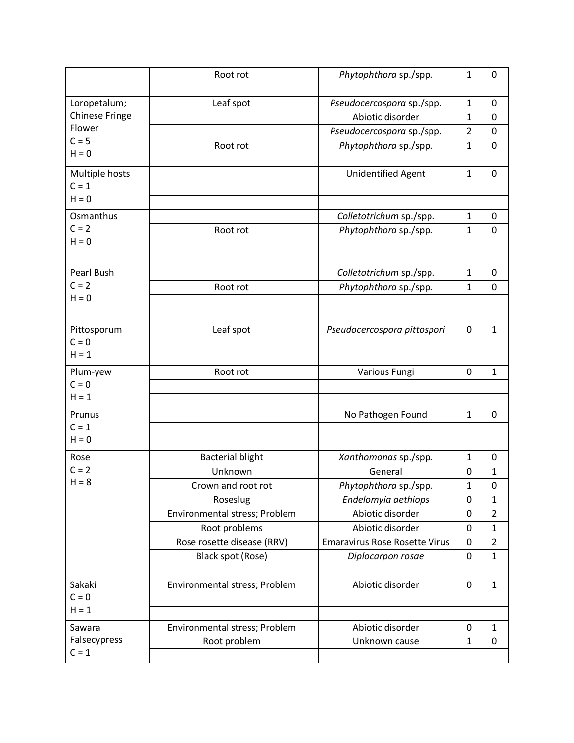| | | | | |
|---|---|---|---|---|
| | Root rot | *Phytophthora* sp./spp. | 1 | 0 |
| | | | | |
| Loropetalum; Chinese Fringe Flower C = 5 H = 0 | Leaf spot | *Pseudocercospora* sp./spp. | 1 | 0 |
| | | Abiotic disorder | 1 | 0 |
| | | *Pseudocercospora* sp./spp. | 2 | 0 |
| | Root rot | *Phytophthora* sp./spp. | 1 | 0 |
| | | | | |
| Multiple hosts C = 1 H = 0 | | Unidentified Agent | 1 | 0 |
| | | | | |
| | | | | |
| Osmanthus C = 2 H = 0 | | *Colletotrichum* sp./spp. | 1 | 0 |
| | Root rot | *Phytophthora* sp./spp. | 1 | 0 |
| | | | | |
| | | | | |
| Pearl Bush C = 2 H = 0 | | *Colletotrichum* sp./spp. | 1 | 0 |
| | Root rot | *Phytophthora* sp./spp. | 1 | 0 |
| | | | | |
| | | | | |
| Pittosporum C = 0 H = 1 | Leaf spot | *Pseudocercospora pittospori* | 0 | 1 |
| | | | | |
| | | | | |
| Plum-yew C = 0 H = 1 | Root rot | Various Fungi | 0 | 1 |
| | | | | |
| | | | | |
| Prunus C = 1 H = 0 | | No Pathogen Found | 1 | 0 |
| | | | | |
| | | | | |
| Rose C = 2 H = 8 | Bacterial blight | *Xanthomonas* sp./spp. | 1 | 0 |
| | Unknown | General | 0 | 1 |
| | Crown and root rot | *Phytophthora* sp./spp. | 1 | 0 |
| | Roseslug | *Endelomyia aethiops* | 0 | 1 |
| | Environmental stress; Problem | Abiotic disorder | 0 | 2 |
| | Root problems | Abiotic disorder | 0 | 1 |
| | Rose rosette disease (RRV) | Emaravirus Rose Rosette Virus | 0 | 2 |
| | Black spot (Rose) | *Diplocarpon rosae* | 0 | 1 |
| | | | | |
| Sakaki C = 0 H = 1 | Environmental stress; Problem | Abiotic disorder | 0 | 1 |
| | | | | |
| | | | | |
| Sawara Falsecypress C = 1 | Environmental stress; Problem | Abiotic disorder | 0 | 1 |
| | Root problem | Unknown cause | 1 | 0 |
| | | | | |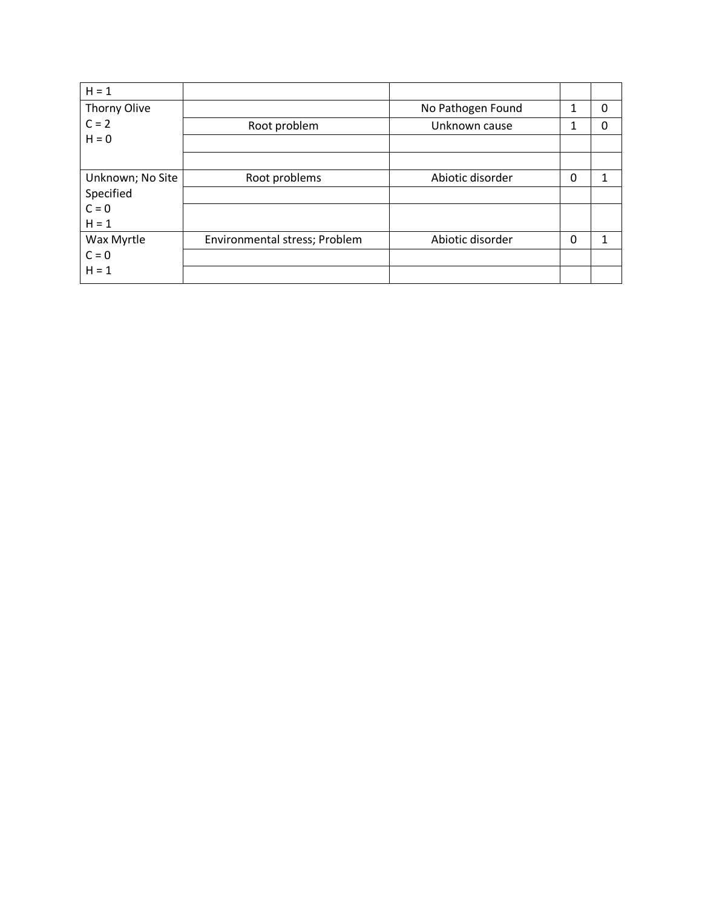| | | | | |
|---|---|---|---|---|
| H = 1 | | | | |
| Thorny Olive<br>C = 2<br>H = 0 | | No Pathogen Found | 1 | 0 |
| | Root problem | Unknown cause | 1 | 0 |
| | | | | |
| | | | | |
| Unknown; No Site Specified<br>C = 0<br>H = 1 | Root problems | Abiotic disorder | 0 | 1 |
| | | | | |
| | | | | |
| Wax Myrtle<br>C = 0<br>H = 1 | Environmental stress; Problem | Abiotic disorder | 0 | 1 |
| | | | | |
| | | | | |